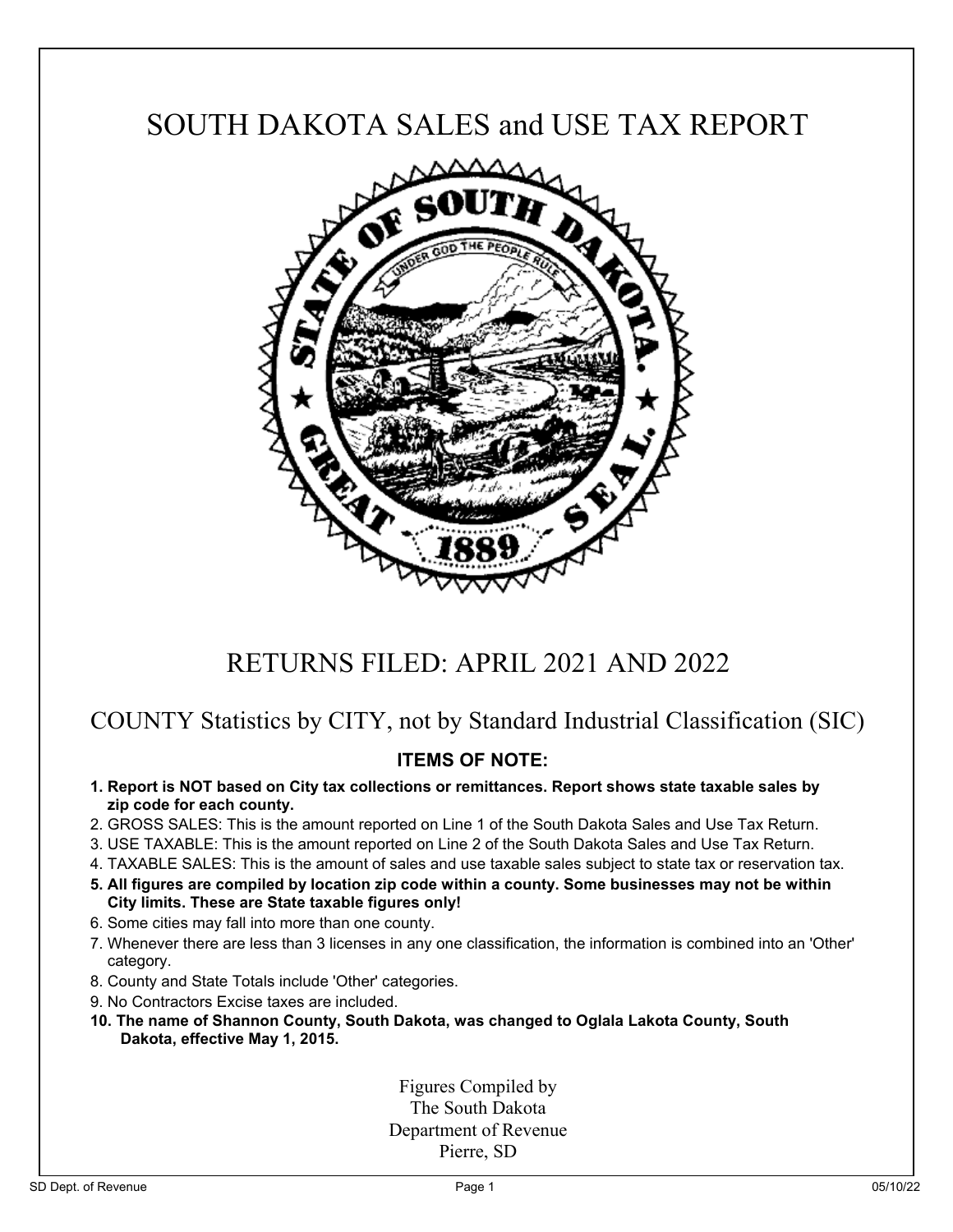# SOUTH DAKOTA SALES and USE TAX REPORT

## RETURNS FILED: APRIL 2021 AND 2022

### COUNTY Statistics by CITY, not by Standard Industrial Classification (SIC)

**ITEMS OF NOTE:**

1. **Report is NOT based on City tax collections or remittances. Report shows state taxable sales by zip code for each county.**
2. GROSS SALES: This is the amount reported on Line 1 of the South Dakota Sales and Use Tax Return.
3. USE TAXABLE: This is the amount reported on Line 2 of the South Dakota Sales and Use Tax Return.
4. TAXABLE SALES: This is the amount of sales and use taxable sales subject to state tax or reservation tax.
5. **All figures are compiled by location zip code within a county. Some businesses may not be within City limits. These are State taxable figures only!**
6. Some cities may fall into more than one county.
7. Whenever there are less than 3 licenses in any one classification, the information is combined into an 'Other' category.
8. County and State Totals include 'Other' categories.
9. No Contractors Excise taxes are included.
10. **The name of Shannon County, South Dakota, was changed to Oglala Lakota County, South Dakota, effective May 1, 2015.**

Figures Compiled by
The South Dakota
Department of Revenue
Pierre, SD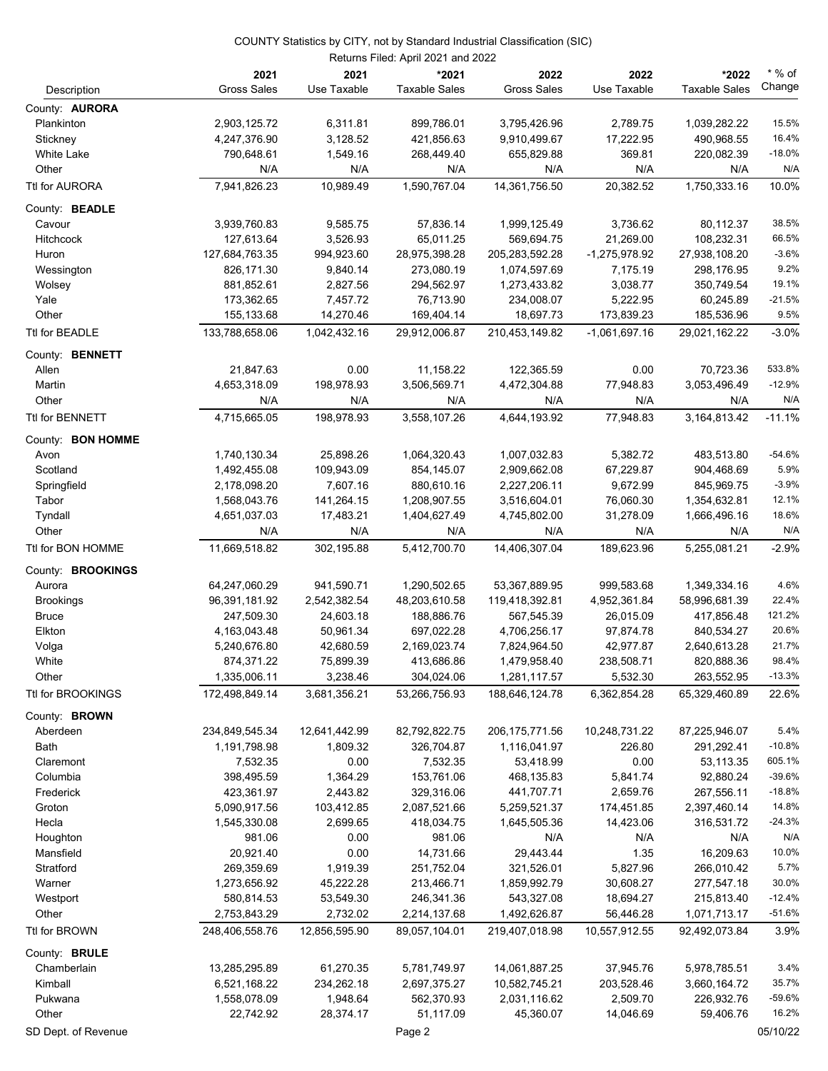COUNTY Statistics by CITY, not by Standard Industrial Classification (SIC)

Returns Filed: April 2021 and 2022

| Description | 2021 Gross Sales | 2021 Use Taxable | *2021 Taxable Sales | 2022 Gross Sales | 2022 Use Taxable | *2022 Taxable Sales | * % of Change |
|---|---|---|---|---|---|---|---|
| County: **AURORA** | | | | | | | |
| Plankinton | 2,903,125.72 | 6,311.81 | 899,786.01 | 3,795,426.96 | 2,789.75 | 1,039,282.22 | 15.5% |
| Stickney | 4,247,376.90 | 3,128.52 | 421,856.63 | 9,910,499.67 | 17,222.95 | 490,968.55 | 16.4% |
| White Lake | 790,648.61 | 1,549.16 | 268,449.40 | 655,829.88 | 369.81 | 220,082.39 | -18.0% |
| Other | N/A | N/A | N/A | N/A | N/A | N/A | N/A |
| Ttl for AURORA | 7,941,826.23 | 10,989.49 | 1,590,767.04 | 14,361,756.50 | 20,382.52 | 1,750,333.16 | 10.0% |
| County: **BEADLE** | | | | | | | |
| Cavour | 3,939,760.83 | 9,585.75 | 57,836.14 | 1,999,125.49 | 3,736.62 | 80,112.37 | 38.5% |
| Hitchcock | 127,613.64 | 3,526.93 | 65,011.25 | 569,694.75 | 21,269.00 | 108,232.31 | 66.5% |
| Huron | 127,684,763.35 | 994,923.60 | 28,975,398.28 | 205,283,592.28 | -1,275,978.92 | 27,938,108.20 | -3.6% |
| Wessington | 826,171.30 | 9,840.14 | 273,080.19 | 1,074,597.69 | 7,175.19 | 298,176.95 | 9.2% |
| Wolsey | 881,852.61 | 2,827.56 | 294,562.97 | 1,273,433.82 | 3,038.77 | 350,749.54 | 19.1% |
| Yale | 173,362.65 | 7,457.72 | 76,713.90 | 234,008.07 | 5,222.95 | 60,245.89 | -21.5% |
| Other | 155,133.68 | 14,270.46 | 169,404.14 | 18,697.73 | 173,839.23 | 185,536.96 | 9.5% |
| Ttl for BEADLE | 133,788,658.06 | 1,042,432.16 | 29,912,006.87 | 210,453,149.82 | -1,061,697.16 | 29,021,162.22 | -3.0% |
| County: **BENNETT** | | | | | | | |
| Allen | 21,847.63 | 0.00 | 11,158.22 | 122,365.59 | 0.00 | 70,723.36 | 533.8% |
| Martin | 4,653,318.09 | 198,978.93 | 3,506,569.71 | 4,472,304.88 | 77,948.83 | 3,053,496.49 | -12.9% |
| Other | N/A | N/A | N/A | N/A | N/A | N/A | N/A |
| Ttl for BENNETT | 4,715,665.05 | 198,978.93 | 3,558,107.26 | 4,644,193.92 | 77,948.83 | 3,164,813.42 | -11.1% |
| County: **BON HOMME** | | | | | | | |
| Avon | 1,740,130.34 | 25,898.26 | 1,064,320.43 | 1,007,032.83 | 5,382.72 | 483,513.80 | -54.6% |
| Scotland | 1,492,455.08 | 109,943.09 | 854,145.07 | 2,909,662.08 | 67,229.87 | 904,468.69 | 5.9% |
| Springfield | 2,178,098.20 | 7,607.16 | 880,610.16 | 2,227,206.11 | 9,672.99 | 845,969.75 | -3.9% |
| Tabor | 1,568,043.76 | 141,264.15 | 1,208,907.55 | 3,516,604.01 | 76,060.30 | 1,354,632.81 | 12.1% |
| Tyndall | 4,651,037.03 | 17,483.21 | 1,404,627.49 | 4,745,802.00 | 31,278.09 | 1,666,496.16 | 18.6% |
| Other | N/A | N/A | N/A | N/A | N/A | N/A | N/A |
| Ttl for BON HOMME | 11,669,518.82 | 302,195.88 | 5,412,700.70 | 14,406,307.04 | 189,623.96 | 5,255,081.21 | -2.9% |
| County: **BROOKINGS** | | | | | | | |
| Aurora | 64,247,060.29 | 941,590.71 | 1,290,502.65 | 53,367,889.95 | 999,583.68 | 1,349,334.16 | 4.6% |
| Brookings | 96,391,181.92 | 2,542,382.54 | 48,203,610.58 | 119,418,392.81 | 4,952,361.84 | 58,996,681.39 | 22.4% |
| Bruce | 247,509.30 | 24,603.18 | 188,886.76 | 567,545.39 | 26,015.09 | 417,856.48 | 121.2% |
| Elkton | 4,163,043.48 | 50,961.34 | 697,022.28 | 4,706,256.17 | 97,874.78 | 840,534.27 | 20.6% |
| Volga | 5,240,676.80 | 42,680.59 | 2,169,023.74 | 7,824,964.50 | 42,977.87 | 2,640,613.28 | 21.7% |
| White | 874,371.22 | 75,899.39 | 413,686.86 | 1,479,958.40 | 238,508.71 | 820,888.36 | 98.4% |
| Other | 1,335,006.11 | 3,238.46 | 304,024.06 | 1,281,117.57 | 5,532.30 | 263,552.95 | -13.3% |
| Ttl for BROOKINGS | 172,498,849.14 | 3,681,356.21 | 53,266,756.93 | 188,646,124.78 | 6,362,854.28 | 65,329,460.89 | 22.6% |
| County: **BROWN** | | | | | | | |
| Aberdeen | 234,849,545.34 | 12,641,442.99 | 82,792,822.75 | 206,175,771.56 | 10,248,731.22 | 87,225,946.07 | 5.4% |
| Bath | 1,191,798.98 | 1,809.32 | 326,704.87 | 1,116,041.97 | 226.80 | 291,292.41 | -10.8% |
| Claremont | 7,532.35 | 0.00 | 7,532.35 | 53,418.99 | 0.00 | 53,113.35 | 605.1% |
| Columbia | 398,495.59 | 1,364.29 | 153,761.06 | 468,135.83 | 5,841.74 | 92,880.24 | -39.6% |
| Frederick | 423,361.97 | 2,443.82 | 329,316.06 | 441,707.71 | 2,659.76 | 267,556.11 | -18.8% |
| Groton | 5,090,917.56 | 103,412.85 | 2,087,521.66 | 5,259,521.37 | 174,451.85 | 2,397,460.14 | 14.8% |
| Hecla | 1,545,330.08 | 2,699.65 | 418,034.75 | 1,645,505.36 | 14,423.06 | 316,531.72 | -24.3% |
| Houghton | 981.06 | 0.00 | 981.06 | N/A | N/A | N/A | N/A |
| Mansfield | 20,921.40 | 0.00 | 14,731.66 | 29,443.44 | 1.35 | 16,209.63 | 10.0% |
| Stratford | 269,359.69 | 1,919.39 | 251,752.04 | 321,526.01 | 5,827.96 | 266,010.42 | 5.7% |
| Warner | 1,273,656.92 | 45,222.28 | 213,466.71 | 1,859,992.79 | 30,608.27 | 277,547.18 | 30.0% |
| Westport | 580,814.53 | 53,549.30 | 246,341.36 | 543,327.08 | 18,694.27 | 215,813.40 | -12.4% |
| Other | 2,753,843.29 | 2,732.02 | 2,214,137.68 | 1,492,626.87 | 56,446.28 | 1,071,713.17 | -51.6% |
| Ttl for BROWN | 248,406,558.76 | 12,856,595.90 | 89,057,104.01 | 219,407,018.98 | 10,557,912.55 | 92,492,073.84 | 3.9% |
| County: **BRULE** | | | | | | | |
| Chamberlain | 13,285,295.89 | 61,270.35 | 5,781,749.97 | 14,061,887.25 | 37,945.76 | 5,978,785.51 | 3.4% |
| Kimball | 6,521,168.22 | 234,262.18 | 2,697,375.27 | 10,582,745.21 | 203,528.46 | 3,660,164.72 | 35.7% |
| Pukwana | 1,558,078.09 | 1,948.64 | 562,370.93 | 2,031,116.62 | 2,509.70 | 226,932.76 | -59.6% |
| Other | 22,742.92 | 28,374.17 | 51,117.09 | 45,360.07 | 14,046.69 | 59,406.76 | 16.2% |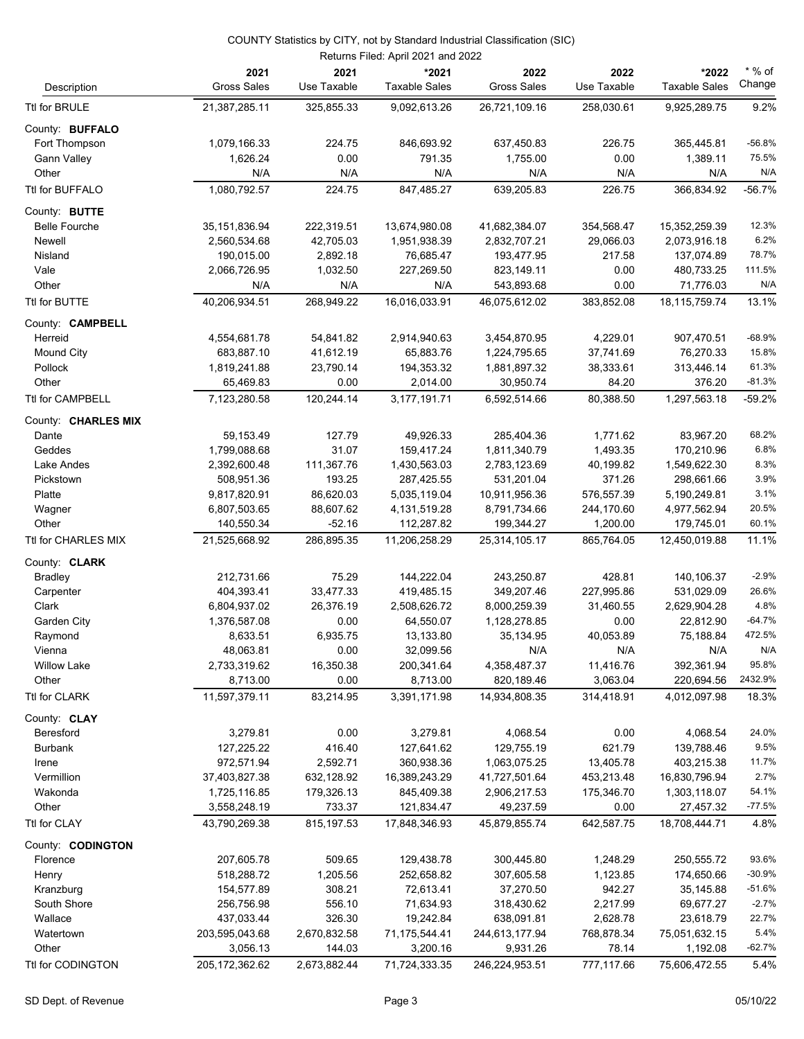COUNTY Statistics by CITY, not by Standard Industrial Classification (SIC)

Returns Filed: April 2021 and 2022

| Description | 2021 Gross Sales | 2021 Use Taxable | *2021 Taxable Sales | 2022 Gross Sales | 2022 Use Taxable | *2022 Taxable Sales | * % of Change |
|---|---|---|---|---|---|---|---|
| Ttl for BRULE | 21,387,285.11 | 325,855.33 | 9,092,613.26 | 26,721,109.16 | 258,030.61 | 9,925,289.75 | 9.2% |
| County: **BUFFALO** | | | | | | | |
| Fort Thompson | 1,079,166.33 | 224.75 | 846,693.92 | 637,450.83 | 226.75 | 365,445.81 | -56.8% |
| Gann Valley | 1,626.24 | 0.00 | 791.35 | 1,755.00 | 0.00 | 1,389.11 | 75.5% |
| Other | N/A | N/A | N/A | N/A | N/A | N/A | N/A |
| Ttl for BUFFALO | 1,080,792.57 | 224.75 | 847,485.27 | 639,205.83 | 226.75 | 366,834.92 | -56.7% |
| County: **BUTTE** | | | | | | | |
| Belle Fourche | 35,151,836.94 | 222,319.51 | 13,674,980.08 | 41,682,384.07 | 354,568.47 | 15,352,259.39 | 12.3% |
| Newell | 2,560,534.68 | 42,705.03 | 1,951,938.39 | 2,832,707.21 | 29,066.03 | 2,073,916.18 | 6.2% |
| Nisland | 190,015.00 | 2,892.18 | 76,685.47 | 193,477.95 | 217.58 | 137,074.89 | 78.7% |
| Vale | 2,066,726.95 | 1,032.50 | 227,269.50 | 823,149.11 | 0.00 | 480,733.25 | 111.5% |
| Other | N/A | N/A | N/A | 543,893.68 | 0.00 | 71,776.03 | N/A |
| Ttl for BUTTE | 40,206,934.51 | 268,949.22 | 16,016,033.91 | 46,075,612.02 | 383,852.08 | 18,115,759.74 | 13.1% |
| County: **CAMPBELL** | | | | | | | |
| Herreid | 4,554,681.78 | 54,841.82 | 2,914,940.63 | 3,454,870.95 | 4,229.01 | 907,470.51 | -68.9% |
| Mound City | 683,887.10 | 41,612.19 | 65,883.76 | 1,224,795.65 | 37,741.69 | 76,270.33 | 15.8% |
| Pollock | 1,819,241.88 | 23,790.14 | 194,353.32 | 1,881,897.32 | 38,333.61 | 313,446.14 | 61.3% |
| Other | 65,469.83 | 0.00 | 2,014.00 | 30,950.74 | 84.20 | 376.20 | -81.3% |
| Ttl for CAMPBELL | 7,123,280.58 | 120,244.14 | 3,177,191.71 | 6,592,514.66 | 80,388.50 | 1,297,563.18 | -59.2% |
| County: **CHARLES MIX** | | | | | | | |
| Dante | 59,153.49 | 127.79 | 49,926.33 | 285,404.36 | 1,771.62 | 83,967.20 | 68.2% |
| Geddes | 1,799,088.68 | 31.07 | 159,417.24 | 1,811,340.79 | 1,493.35 | 170,210.96 | 6.8% |
| Lake Andes | 2,392,600.48 | 111,367.76 | 1,430,563.03 | 2,783,123.69 | 40,199.82 | 1,549,622.30 | 8.3% |
| Pickstown | 508,951.36 | 193.25 | 287,425.55 | 531,201.04 | 371.26 | 298,661.66 | 3.9% |
| Platte | 9,817,820.91 | 86,620.03 | 5,035,119.04 | 10,911,956.36 | 576,557.39 | 5,190,249.81 | 3.1% |
| Wagner | 6,807,503.65 | 88,607.62 | 4,131,519.28 | 8,791,734.66 | 244,170.60 | 4,977,562.94 | 20.5% |
| Other | 140,550.34 | -52.16 | 112,287.82 | 199,344.27 | 1,200.00 | 179,745.01 | 60.1% |
| Ttl for CHARLES MIX | 21,525,668.92 | 286,895.35 | 11,206,258.29 | 25,314,105.17 | 865,764.05 | 12,450,019.88 | 11.1% |
| County: **CLARK** | | | | | | | |
| Bradley | 212,731.66 | 75.29 | 144,222.04 | 243,250.87 | 428.81 | 140,106.37 | -2.9% |
| Carpenter | 404,393.41 | 33,477.33 | 419,485.15 | 349,207.46 | 227,995.86 | 531,029.09 | 26.6% |
| Clark | 6,804,937.02 | 26,376.19 | 2,508,626.72 | 8,000,259.39 | 31,460.55 | 2,629,904.28 | 4.8% |
| Garden City | 1,376,587.08 | 0.00 | 64,550.07 | 1,128,278.85 | 0.00 | 22,812.90 | -64.7% |
| Raymond | 8,633.51 | 6,935.75 | 13,133.80 | 35,134.95 | 40,053.89 | 75,188.84 | 472.5% |
| Vienna | 48,063.81 | 0.00 | 32,099.56 | N/A | N/A | N/A | N/A |
| Willow Lake | 2,733,319.62 | 16,350.38 | 200,341.64 | 4,358,487.37 | 11,416.76 | 392,361.94 | 95.8% |
| Other | 8,713.00 | 0.00 | 8,713.00 | 820,189.46 | 3,063.04 | 220,694.56 | 2432.9% |
| Ttl for CLARK | 11,597,379.11 | 83,214.95 | 3,391,171.98 | 14,934,808.35 | 314,418.91 | 4,012,097.98 | 18.3% |
| County: **CLAY** | | | | | | | |
| Beresford | 3,279.81 | 0.00 | 3,279.81 | 4,068.54 | 0.00 | 4,068.54 | 24.0% |
| Burbank | 127,225.22 | 416.40 | 127,641.62 | 129,755.19 | 621.79 | 139,788.46 | 9.5% |
| Irene | 972,571.94 | 2,592.71 | 360,938.36 | 1,063,075.25 | 13,405.78 | 403,215.38 | 11.7% |
| Vermillion | 37,403,827.38 | 632,128.92 | 16,389,243.29 | 41,727,501.64 | 453,213.48 | 16,830,796.94 | 2.7% |
| Wakonda | 1,725,116.85 | 179,326.13 | 845,409.38 | 2,906,217.53 | 175,346.70 | 1,303,118.07 | 54.1% |
| Other | 3,558,248.19 | 733.37 | 121,834.47 | 49,237.59 | 0.00 | 27,457.32 | -77.5% |
| Ttl for CLAY | 43,790,269.38 | 815,197.53 | 17,848,346.93 | 45,879,855.74 | 642,587.75 | 18,708,444.71 | 4.8% |
| County: **CODINGTON** | | | | | | | |
| Florence | 207,605.78 | 509.65 | 129,438.78 | 300,445.80 | 1,248.29 | 250,555.72 | 93.6% |
| Henry | 518,288.72 | 1,205.56 | 252,658.82 | 307,605.58 | 1,123.85 | 174,650.66 | -30.9% |
| Kranzburg | 154,577.89 | 308.21 | 72,613.41 | 37,270.50 | 942.27 | 35,145.88 | -51.6% |
| South Shore | 256,756.98 | 556.10 | 71,634.93 | 318,430.62 | 2,217.99 | 69,677.27 | -2.7% |
| Wallace | 437,033.44 | 326.30 | 19,242.84 | 638,091.81 | 2,628.78 | 23,618.79 | 22.7% |
| Watertown | 203,595,043.68 | 2,670,832.58 | 71,175,544.41 | 244,613,177.94 | 768,878.34 | 75,051,632.15 | 5.4% |
| Other | 3,056.13 | 144.03 | 3,200.16 | 9,931.26 | 78.14 | 1,192.08 | -62.7% |
| Ttl for CODINGTON | 205,172,362.62 | 2,673,882.44 | 71,724,333.35 | 246,224,953.51 | 777,117.66 | 75,606,472.55 | 5.4% |

SD Dept. of Revenue 05/10/22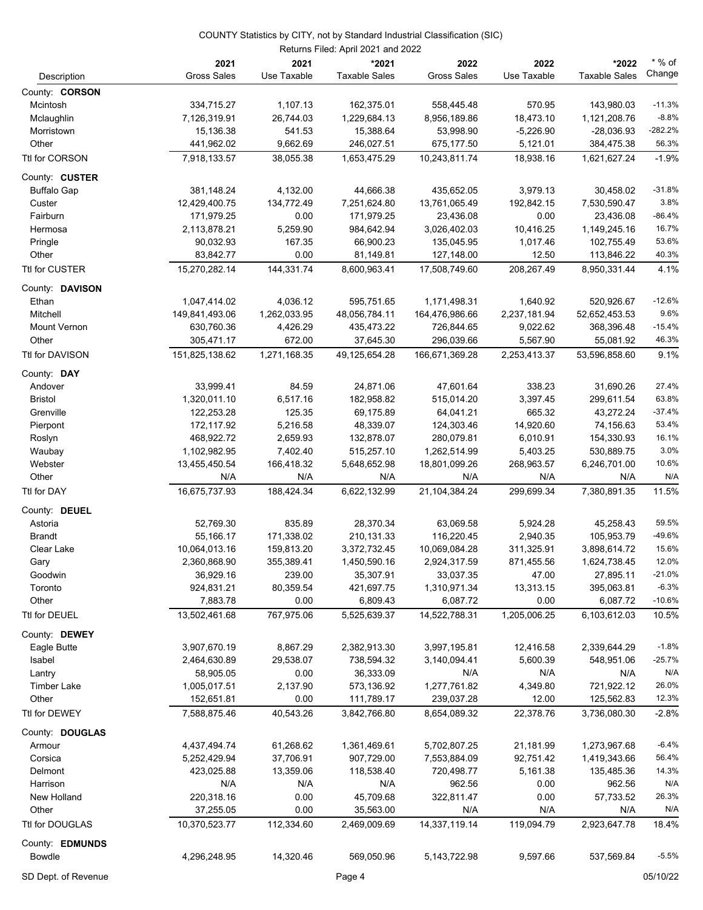COUNTY Statistics by CITY, not by Standard Industrial Classification (SIC)

Returns Filed: April 2021 and 2022

| Description | 2021 Gross Sales | 2021 Use Taxable | *2021 Taxable Sales | 2022 Gross Sales | 2022 Use Taxable | *2022 Taxable Sales | * % of Change |
|---|---|---|---|---|---|---|---|
| County: **CORSON** | | | | | | | |
| Mcintosh | 334,715.27 | 1,107.13 | 162,375.01 | 558,445.48 | 570.95 | 143,980.03 | -11.3% |
| Mclaughlin | 7,126,319.91 | 26,744.03 | 1,229,684.13 | 8,956,189.86 | 18,473.10 | 1,121,208.76 | -8.8% |
| Morristown | 15,136.38 | 541.53 | 15,388.64 | 53,998.90 | -5,226.90 | -28,036.93 | -282.2% |
| Other | 441,962.02 | 9,662.69 | 246,027.51 | 675,177.50 | 5,121.01 | 384,475.38 | 56.3% |
| Ttl for CORSON | 7,918,133.57 | 38,055.38 | 1,653,475.29 | 10,243,811.74 | 18,938.16 | 1,621,627.24 | -1.9% |
| County: **CUSTER** | | | | | | | |
| Buffalo Gap | 381,148.24 | 4,132.00 | 44,666.38 | 435,652.05 | 3,979.13 | 30,458.02 | -31.8% |
| Custer | 12,429,400.75 | 134,772.49 | 7,251,624.80 | 13,761,065.49 | 192,842.15 | 7,530,590.47 | 3.8% |
| Fairburn | 171,979.25 | 0.00 | 171,979.25 | 23,436.08 | 0.00 | 23,436.08 | -86.4% |
| Hermosa | 2,113,878.21 | 5,259.90 | 984,642.94 | 3,026,402.03 | 10,416.25 | 1,149,245.16 | 16.7% |
| Pringle | 90,032.93 | 167.35 | 66,900.23 | 135,045.95 | 1,017.46 | 102,755.49 | 53.6% |
| Other | 83,842.77 | 0.00 | 81,149.81 | 127,148.00 | 12.50 | 113,846.22 | 40.3% |
| Ttl for CUSTER | 15,270,282.14 | 144,331.74 | 8,600,963.41 | 17,508,749.60 | 208,267.49 | 8,950,331.44 | 4.1% |
| County: **DAVISON** | | | | | | | |
| Ethan | 1,047,414.02 | 4,036.12 | 595,751.65 | 1,171,498.31 | 1,640.92 | 520,926.67 | -12.6% |
| Mitchell | 149,841,493.06 | 1,262,033.95 | 48,056,784.11 | 164,476,986.66 | 2,237,181.94 | 52,652,453.53 | 9.6% |
| Mount Vernon | 630,760.36 | 4,426.29 | 435,473.22 | 726,844.65 | 9,022.62 | 368,396.48 | -15.4% |
| Other | 305,471.17 | 672.00 | 37,645.30 | 296,039.66 | 5,567.90 | 55,081.92 | 46.3% |
| Ttl for DAVISON | 151,825,138.62 | 1,271,168.35 | 49,125,654.28 | 166,671,369.28 | 2,253,413.37 | 53,596,858.60 | 9.1% |
| County: **DAY** | | | | | | | |
| Andover | 33,999.41 | 84.59 | 24,871.06 | 47,601.64 | 338.23 | 31,690.26 | 27.4% |
| Bristol | 1,320,011.10 | 6,517.16 | 182,958.82 | 515,014.20 | 3,397.45 | 299,611.54 | 63.8% |
| Grenville | 122,253.28 | 125.35 | 69,175.89 | 64,041.21 | 665.32 | 43,272.24 | -37.4% |
| Pierpont | 172,117.92 | 5,216.58 | 48,339.07 | 124,303.46 | 14,920.60 | 74,156.63 | 53.4% |
| Roslyn | 468,922.72 | 2,659.93 | 132,878.07 | 280,079.81 | 6,010.91 | 154,330.93 | 16.1% |
| Waubay | 1,102,982.95 | 7,402.40 | 515,257.10 | 1,262,514.99 | 5,403.25 | 530,889.75 | 3.0% |
| Webster | 13,455,450.54 | 166,418.32 | 5,648,652.98 | 18,801,099.26 | 268,963.57 | 6,246,701.00 | 10.6% |
| Other | N/A | N/A | N/A | N/A | N/A | N/A | N/A |
| Ttl for DAY | 16,675,737.93 | 188,424.34 | 6,622,132.99 | 21,104,384.24 | 299,699.34 | 7,380,891.35 | 11.5% |
| County: **DEUEL** | | | | | | | |
| Astoria | 52,769.30 | 835.89 | 28,370.34 | 63,069.58 | 5,924.28 | 45,258.43 | 59.5% |
| Brandt | 55,166.17 | 171,338.02 | 210,131.33 | 116,220.45 | 2,940.35 | 105,953.79 | -49.6% |
| Clear Lake | 10,064,013.16 | 159,813.20 | 3,372,732.45 | 10,069,084.28 | 311,325.91 | 3,898,614.72 | 15.6% |
| Gary | 2,360,868.90 | 355,389.41 | 1,450,590.16 | 2,924,317.59 | 871,455.56 | 1,624,738.45 | 12.0% |
| Goodwin | 36,929.16 | 239.00 | 35,307.91 | 33,037.35 | 47.00 | 27,895.11 | -21.0% |
| Toronto | 924,831.21 | 80,359.54 | 421,697.75 | 1,310,971.34 | 13,313.15 | 395,063.81 | -6.3% |
| Other | 7,883.78 | 0.00 | 6,809.43 | 6,087.72 | 0.00 | 6,087.72 | -10.6% |
| Ttl for DEUEL | 13,502,461.68 | 767,975.06 | 5,525,639.37 | 14,522,788.31 | 1,205,006.25 | 6,103,612.03 | 10.5% |
| County: **DEWEY** | | | | | | | |
| Eagle Butte | 3,907,670.19 | 8,867.29 | 2,382,913.30 | 3,997,195.81 | 12,416.58 | 2,339,644.29 | -1.8% |
| Isabel | 2,464,630.89 | 29,538.07 | 738,594.32 | 3,140,094.41 | 5,600.39 | 548,951.06 | -25.7% |
| Lantry | 58,905.05 | 0.00 | 36,333.09 | N/A | N/A | N/A | N/A |
| Timber Lake | 1,005,017.51 | 2,137.90 | 573,136.92 | 1,277,761.82 | 4,349.80 | 721,922.12 | 26.0% |
| Other | 152,651.81 | 0.00 | 111,789.17 | 239,037.28 | 12.00 | 125,562.83 | 12.3% |
| Ttl for DEWEY | 7,588,875.46 | 40,543.26 | 3,842,766.80 | 8,654,089.32 | 22,378.76 | 3,736,080.30 | -2.8% |
| County: **DOUGLAS** | | | | | | | |
| Armour | 4,437,494.74 | 61,268.62 | 1,361,469.61 | 5,702,807.25 | 21,181.99 | 1,273,967.68 | -6.4% |
| Corsica | 5,252,429.94 | 37,706.91 | 907,729.00 | 7,553,884.09 | 92,751.42 | 1,419,343.66 | 56.4% |
| Delmont | 423,025.88 | 13,359.06 | 118,538.40 | 720,498.77 | 5,161.38 | 135,485.36 | 14.3% |
| Harrison | N/A | N/A | N/A | 962.56 | 0.00 | 962.56 | N/A |
| New Holland | 220,318.16 | 0.00 | 45,709.68 | 322,811.47 | 0.00 | 57,733.52 | 26.3% |
| Other | 37,255.05 | 0.00 | 35,563.00 | N/A | N/A | N/A | N/A |
| Ttl for DOUGLAS | 10,370,523.77 | 112,334.60 | 2,469,009.69 | 14,337,119.14 | 119,094.79 | 2,923,647.78 | 18.4% |
| County: **EDMUNDS** | | | | | | | |
| Bowdle | 4,296,248.95 | 14,320.46 | 569,050.96 | 5,143,722.98 | 9,597.66 | 537,569.84 | -5.5% |

SD Dept. of Revenue — 05/10/22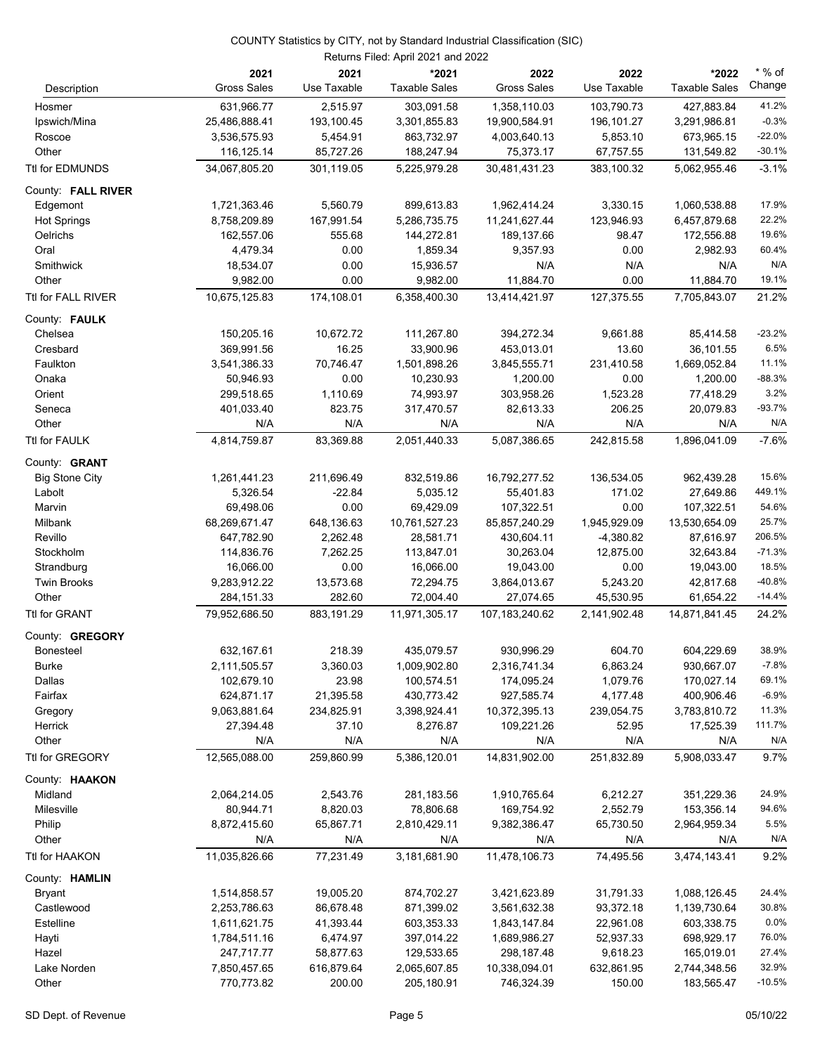COUNTY Statistics by CITY, not by Standard Industrial Classification (SIC)

Returns Filed: April 2021 and 2022

| Description | 2021 Gross Sales | 2021 Use Taxable | *2021 Taxable Sales | 2022 Gross Sales | 2022 Use Taxable | *2022 Taxable Sales | * % of Change |
|---|---|---|---|---|---|---|---|
| Hosmer | 631,966.77 | 2,515.97 | 303,091.58 | 1,358,110.03 | 103,790.73 | 427,883.84 | 41.2% |
| Ipswich/Mina | 25,486,888.41 | 193,100.45 | 3,301,855.83 | 19,900,584.91 | 196,101.27 | 3,291,986.81 | -0.3% |
| Roscoe | 3,536,575.93 | 5,454.91 | 863,732.97 | 4,003,640.13 | 5,853.10 | 673,965.15 | -22.0% |
| Other | 116,125.14 | 85,727.26 | 188,247.94 | 75,373.17 | 67,757.55 | 131,549.82 | -30.1% |
| Ttl for EDMUNDS | 34,067,805.20 | 301,119.05 | 5,225,979.28 | 30,481,431.23 | 383,100.32 | 5,062,955.46 | -3.1% |
| County: **FALL RIVER** | | | | | | | |
| Edgemont | 1,721,363.46 | 5,560.79 | 899,613.83 | 1,962,414.24 | 3,330.15 | 1,060,538.88 | 17.9% |
| Hot Springs | 8,758,209.89 | 167,991.54 | 5,286,735.75 | 11,241,627.44 | 123,946.93 | 6,457,879.68 | 22.2% |
| Oelrichs | 162,557.06 | 555.68 | 144,272.81 | 189,137.66 | 98.47 | 172,556.88 | 19.6% |
| Oral | 4,479.34 | 0.00 | 1,859.34 | 9,357.93 | 0.00 | 2,982.93 | 60.4% |
| Smithwick | 18,534.07 | 0.00 | 15,936.57 | N/A | N/A | N/A | N/A |
| Other | 9,982.00 | 0.00 | 9,982.00 | 11,884.70 | 0.00 | 11,884.70 | 19.1% |
| Ttl for FALL RIVER | 10,675,125.83 | 174,108.01 | 6,358,400.30 | 13,414,421.97 | 127,375.55 | 7,705,843.07 | 21.2% |
| County: **FAULK** | | | | | | | |
| Chelsea | 150,205.16 | 10,672.72 | 111,267.80 | 394,272.34 | 9,661.88 | 85,414.58 | -23.2% |
| Cresbard | 369,991.56 | 16.25 | 33,900.96 | 453,013.01 | 13.60 | 36,101.55 | 6.5% |
| Faulkton | 3,541,386.33 | 70,746.47 | 1,501,898.26 | 3,845,555.71 | 231,410.58 | 1,669,052.84 | 11.1% |
| Onaka | 50,946.93 | 0.00 | 10,230.93 | 1,200.00 | 0.00 | 1,200.00 | -88.3% |
| Orient | 299,518.65 | 1,110.69 | 74,993.97 | 303,958.26 | 1,523.28 | 77,418.29 | 3.2% |
| Seneca | 401,033.40 | 823.75 | 317,470.57 | 82,613.33 | 206.25 | 20,079.83 | -93.7% |
| Other | N/A | N/A | N/A | N/A | N/A | N/A | N/A |
| Ttl for FAULK | 4,814,759.87 | 83,369.88 | 2,051,440.33 | 5,087,386.65 | 242,815.58 | 1,896,041.09 | -7.6% |
| County: **GRANT** | | | | | | | |
| Big Stone City | 1,261,441.23 | 211,696.49 | 832,519.86 | 16,792,277.52 | 136,534.05 | 962,439.28 | 15.6% |
| Labolt | 5,326.54 | -22.84 | 5,035.12 | 55,401.83 | 171.02 | 27,649.86 | 449.1% |
| Marvin | 69,498.06 | 0.00 | 69,429.09 | 107,322.51 | 0.00 | 107,322.51 | 54.6% |
| Milbank | 68,269,671.47 | 648,136.63 | 10,761,527.23 | 85,857,240.29 | 1,945,929.09 | 13,530,654.09 | 25.7% |
| Revillo | 647,782.90 | 2,262.48 | 28,581.71 | 430,604.11 | -4,380.82 | 87,616.97 | 206.5% |
| Stockholm | 114,836.76 | 7,262.25 | 113,847.01 | 30,263.04 | 12,875.00 | 32,643.84 | -71.3% |
| Strandburg | 16,066.00 | 0.00 | 16,066.00 | 19,043.00 | 0.00 | 19,043.00 | 18.5% |
| Twin Brooks | 9,283,912.22 | 13,573.68 | 72,294.75 | 3,864,013.67 | 5,243.20 | 42,817.68 | -40.8% |
| Other | 284,151.33 | 282.60 | 72,004.40 | 27,074.65 | 45,530.95 | 61,654.22 | -14.4% |
| Ttl for GRANT | 79,952,686.50 | 883,191.29 | 11,971,305.17 | 107,183,240.62 | 2,141,902.48 | 14,871,841.45 | 24.2% |
| County: **GREGORY** | | | | | | | |
| Bonesteel | 632,167.61 | 218.39 | 435,079.57 | 930,996.29 | 604.70 | 604,229.69 | 38.9% |
| Burke | 2,111,505.57 | 3,360.03 | 1,009,902.80 | 2,316,741.34 | 6,863.24 | 930,667.07 | -7.8% |
| Dallas | 102,679.10 | 23.98 | 100,574.51 | 174,095.24 | 1,079.76 | 170,027.14 | 69.1% |
| Fairfax | 624,871.17 | 21,395.58 | 430,773.42 | 927,585.74 | 4,177.48 | 400,906.46 | -6.9% |
| Gregory | 9,063,881.64 | 234,825.91 | 3,398,924.41 | 10,372,395.13 | 239,054.75 | 3,783,810.72 | 11.3% |
| Herrick | 27,394.48 | 37.10 | 8,276.87 | 109,221.26 | 52.95 | 17,525.39 | 111.7% |
| Other | N/A | N/A | N/A | N/A | N/A | N/A | N/A |
| Ttl for GREGORY | 12,565,088.00 | 259,860.99 | 5,386,120.01 | 14,831,902.00 | 251,832.89 | 5,908,033.47 | 9.7% |
| County: **HAAKON** | | | | | | | |
| Midland | 2,064,214.05 | 2,543.76 | 281,183.56 | 1,910,765.64 | 6,212.27 | 351,229.36 | 24.9% |
| Milesville | 80,944.71 | 8,820.03 | 78,806.68 | 169,754.92 | 2,552.79 | 153,356.14 | 94.6% |
| Philip | 8,872,415.60 | 65,867.71 | 2,810,429.11 | 9,382,386.47 | 65,730.50 | 2,964,959.34 | 5.5% |
| Other | N/A | N/A | N/A | N/A | N/A | N/A | N/A |
| Ttl for HAAKON | 11,035,826.66 | 77,231.49 | 3,181,681.90 | 11,478,106.73 | 74,495.56 | 3,474,143.41 | 9.2% |
| County: **HAMLIN** | | | | | | | |
| Bryant | 1,514,858.57 | 19,005.20 | 874,702.27 | 3,421,623.89 | 31,791.33 | 1,088,126.45 | 24.4% |
| Castlewood | 2,253,786.63 | 86,678.48 | 871,399.02 | 3,561,632.38 | 93,372.18 | 1,139,730.64 | 30.8% |
| Estelline | 1,611,621.75 | 41,393.44 | 603,353.33 | 1,843,147.84 | 22,961.08 | 603,338.75 | 0.0% |
| Hayti | 1,784,511.16 | 6,474.97 | 397,014.22 | 1,689,986.27 | 52,937.33 | 698,929.17 | 76.0% |
| Hazel | 247,717.77 | 58,877.63 | 129,533.65 | 298,187.48 | 9,618.23 | 165,019.01 | 27.4% |
| Lake Norden | 7,850,457.65 | 616,879.64 | 2,065,607.85 | 10,338,094.01 | 632,861.95 | 2,744,348.56 | 32.9% |
| Other | 770,773.82 | 200.00 | 205,180.91 | 746,324.39 | 150.00 | 183,565.47 | -10.5% |

SD Dept. of Revenue 05/10/22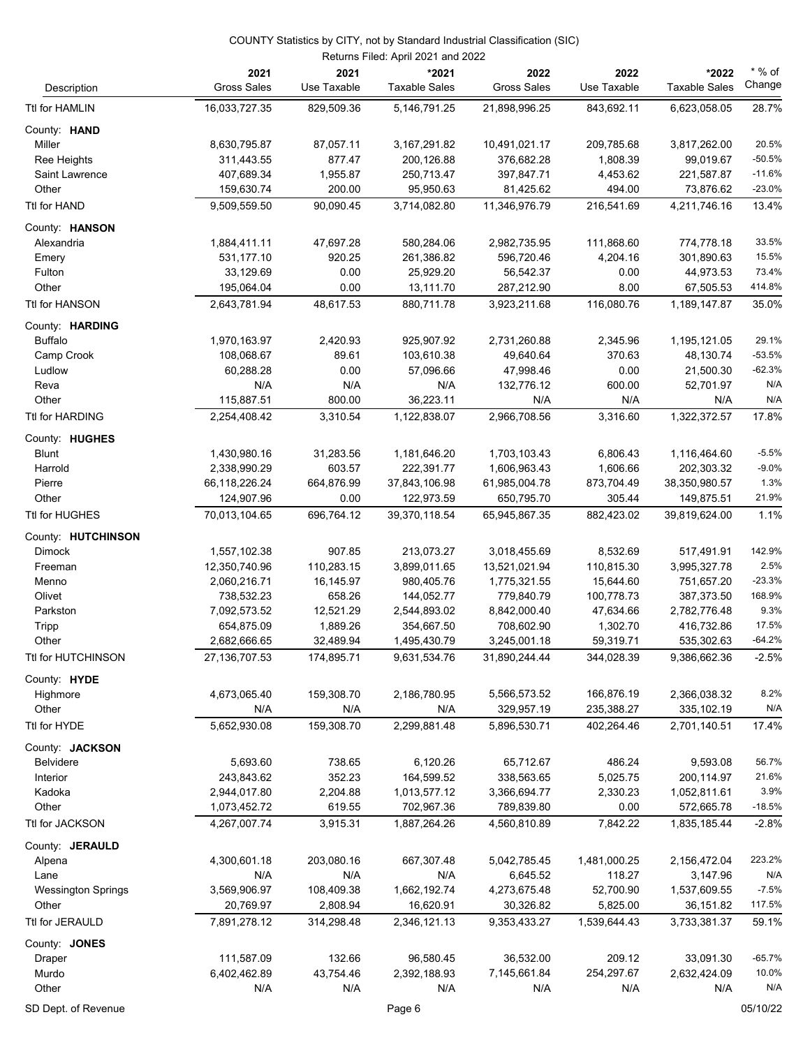COUNTY Statistics by CITY, not by Standard Industrial Classification (SIC)

Returns Filed: April 2021 and 2022

| Description | 2021 Gross Sales | 2021 Use Taxable | *2021 Taxable Sales | 2022 Gross Sales | 2022 Use Taxable | *2022 Taxable Sales | * % of Change |
|---|---|---|---|---|---|---|---|
| Ttl for HAMLIN | 16,033,727.35 | 829,509.36 | 5,146,791.25 | 21,898,996.25 | 843,692.11 | 6,623,058.05 | 28.7% |
| County: **HAND** | | | | | | | |
| Miller | 8,630,795.87 | 87,057.11 | 3,167,291.82 | 10,491,021.17 | 209,785.68 | 3,817,262.00 | 20.5% |
| Ree Heights | 311,443.55 | 877.47 | 200,126.88 | 376,682.28 | 1,808.39 | 99,019.67 | -50.5% |
| Saint Lawrence | 407,689.34 | 1,955.87 | 250,713.47 | 397,847.71 | 4,453.62 | 221,587.87 | -11.6% |
| Other | 159,630.74 | 200.00 | 95,950.63 | 81,425.62 | 494.00 | 73,876.62 | -23.0% |
| Ttl for HAND | 9,509,559.50 | 90,090.45 | 3,714,082.80 | 11,346,976.79 | 216,541.69 | 4,211,746.16 | 13.4% |
| County: **HANSON** | | | | | | | |
| Alexandria | 1,884,411.11 | 47,697.28 | 580,284.06 | 2,982,735.95 | 111,868.60 | 774,778.18 | 33.5% |
| Emery | 531,177.10 | 920.25 | 261,386.82 | 596,720.46 | 4,204.16 | 301,890.63 | 15.5% |
| Fulton | 33,129.69 | 0.00 | 25,929.20 | 56,542.37 | 0.00 | 44,973.53 | 73.4% |
| Other | 195,064.04 | 0.00 | 13,111.70 | 287,212.90 | 8.00 | 67,505.53 | 414.8% |
| Ttl for HANSON | 2,643,781.94 | 48,617.53 | 880,711.78 | 3,923,211.68 | 116,080.76 | 1,189,147.87 | 35.0% |
| County: **HARDING** | | | | | | | |
| Buffalo | 1,970,163.97 | 2,420.93 | 925,907.92 | 2,731,260.88 | 2,345.96 | 1,195,121.05 | 29.1% |
| Camp Crook | 108,068.67 | 89.61 | 103,610.38 | 49,640.64 | 370.63 | 48,130.74 | -53.5% |
| Ludlow | 60,288.28 | 0.00 | 57,096.66 | 47,998.46 | 0.00 | 21,500.30 | -62.3% |
| Reva | N/A | N/A | N/A | 132,776.12 | 600.00 | 52,701.97 | N/A |
| Other | 115,887.51 | 800.00 | 36,223.11 | N/A | N/A | N/A | N/A |
| Ttl for HARDING | 2,254,408.42 | 3,310.54 | 1,122,838.07 | 2,966,708.56 | 3,316.60 | 1,322,372.57 | 17.8% |
| County: **HUGHES** | | | | | | | |
| Blunt | 1,430,980.16 | 31,283.56 | 1,181,646.20 | 1,703,103.43 | 6,806.43 | 1,116,464.60 | -5.5% |
| Harrold | 2,338,990.29 | 603.57 | 222,391.77 | 1,606,963.43 | 1,606.66 | 202,303.32 | -9.0% |
| Pierre | 66,118,226.24 | 664,876.99 | 37,843,106.98 | 61,985,004.78 | 873,704.49 | 38,350,980.57 | 1.3% |
| Other | 124,907.96 | 0.00 | 122,973.59 | 650,795.70 | 305.44 | 149,875.51 | 21.9% |
| Ttl for HUGHES | 70,013,104.65 | 696,764.12 | 39,370,118.54 | 65,945,867.35 | 882,423.02 | 39,819,624.00 | 1.1% |
| County: **HUTCHINSON** | | | | | | | |
| Dimock | 1,557,102.38 | 907.85 | 213,073.27 | 3,018,455.69 | 8,532.69 | 517,491.91 | 142.9% |
| Freeman | 12,350,740.96 | 110,283.15 | 3,899,011.65 | 13,521,021.94 | 110,815.30 | 3,995,327.78 | 2.5% |
| Menno | 2,060,216.71 | 16,145.97 | 980,405.76 | 1,775,321.55 | 15,644.60 | 751,657.20 | -23.3% |
| Olivet | 738,532.23 | 658.26 | 144,052.77 | 779,840.79 | 100,778.73 | 387,373.50 | 168.9% |
| Parkston | 7,092,573.52 | 12,521.29 | 2,544,893.02 | 8,842,000.40 | 47,634.66 | 2,782,776.48 | 9.3% |
| Tripp | 654,875.09 | 1,889.26 | 354,667.50 | 708,602.90 | 1,302.70 | 416,732.86 | 17.5% |
| Other | 2,682,666.65 | 32,489.94 | 1,495,430.79 | 3,245,001.18 | 59,319.71 | 535,302.63 | -64.2% |
| Ttl for HUTCHINSON | 27,136,707.53 | 174,895.71 | 9,631,534.76 | 31,890,244.44 | 344,028.39 | 9,386,662.36 | -2.5% |
| County: **HYDE** | | | | | | | |
| Highmore | 4,673,065.40 | 159,308.70 | 2,186,780.95 | 5,566,573.52 | 166,876.19 | 2,366,038.32 | 8.2% |
| Other | N/A | N/A | N/A | 329,957.19 | 235,388.27 | 335,102.19 | N/A |
| Ttl for HYDE | 5,652,930.08 | 159,308.70 | 2,299,881.48 | 5,896,530.71 | 402,264.46 | 2,701,140.51 | 17.4% |
| County: **JACKSON** | | | | | | | |
| Belvidere | 5,693.60 | 738.65 | 6,120.26 | 65,712.67 | 486.24 | 9,593.08 | 56.7% |
| Interior | 243,843.62 | 352.23 | 164,599.52 | 338,563.65 | 5,025.75 | 200,114.97 | 21.6% |
| Kadoka | 2,944,017.80 | 2,204.88 | 1,013,577.12 | 3,366,694.77 | 2,330.23 | 1,052,811.61 | 3.9% |
| Other | 1,073,452.72 | 619.55 | 702,967.36 | 789,839.80 | 0.00 | 572,665.78 | -18.5% |
| Ttl for JACKSON | 4,267,007.74 | 3,915.31 | 1,887,264.26 | 4,560,810.89 | 7,842.22 | 1,835,185.44 | -2.8% |
| County: **JERAULD** | | | | | | | |
| Alpena | 4,300,601.18 | 203,080.16 | 667,307.48 | 5,042,785.45 | 1,481,000.25 | 2,156,472.04 | 223.2% |
| Lane | N/A | N/A | N/A | 6,645.52 | 118.27 | 3,147.96 | N/A |
| Wessington Springs | 3,569,906.97 | 108,409.38 | 1,662,192.74 | 4,273,675.48 | 52,700.90 | 1,537,609.55 | -7.5% |
| Other | 20,769.97 | 2,808.94 | 16,620.91 | 30,326.82 | 5,825.00 | 36,151.82 | 117.5% |
| Ttl for JERAULD | 7,891,278.12 | 314,298.48 | 2,346,121.13 | 9,353,433.27 | 1,539,644.43 | 3,733,381.37 | 59.1% |
| County: **JONES** | | | | | | | |
| Draper | 111,587.09 | 132.66 | 96,580.45 | 36,532.00 | 209.12 | 33,091.30 | -65.7% |
| Murdo | 6,402,462.89 | 43,754.46 | 2,392,188.93 | 7,145,661.84 | 254,297.67 | 2,632,424.09 | 10.0% |
| Other | N/A | N/A | N/A | N/A | N/A | N/A | N/A |

SD Dept. of Revenue 05/10/22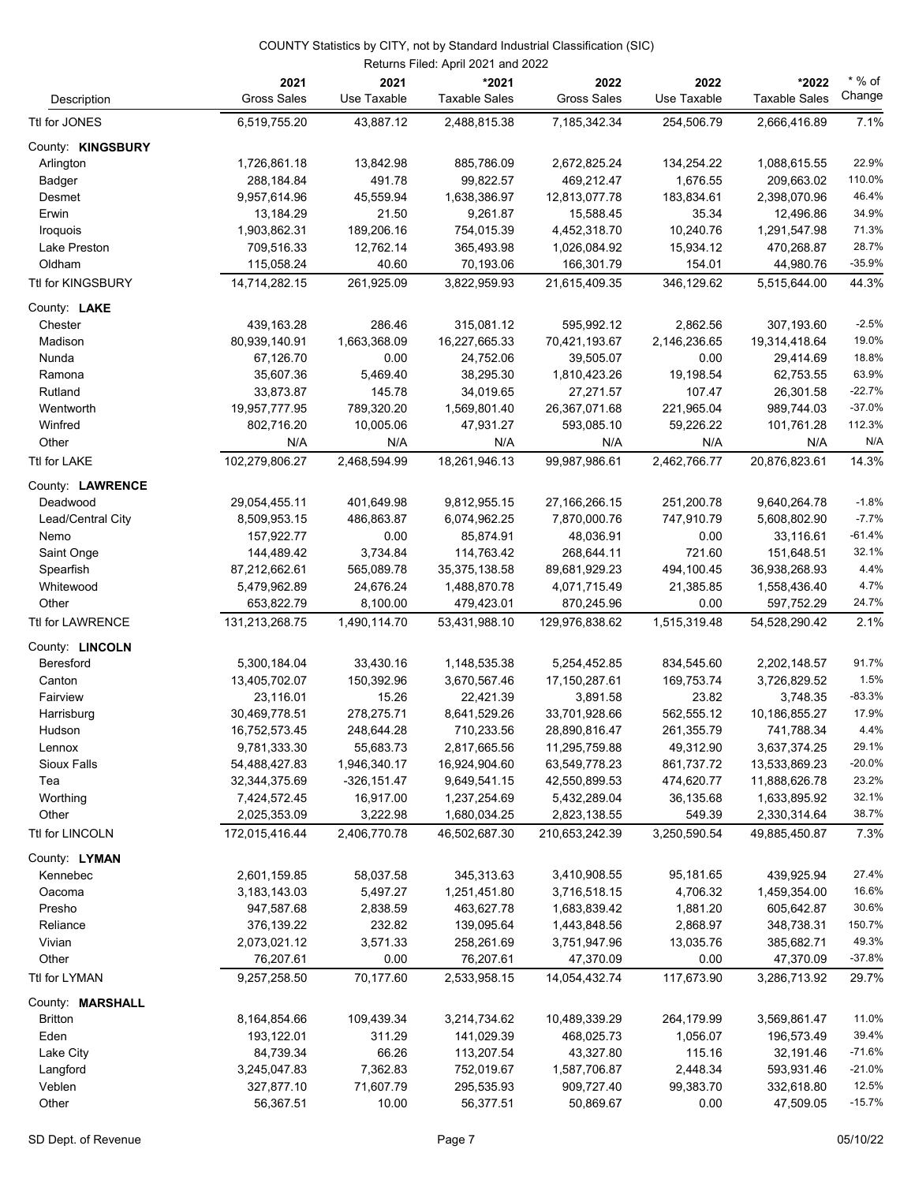COUNTY Statistics by CITY, not by Standard Industrial Classification (SIC)

Returns Filed: April 2021 and 2022

| Description | 2021 Gross Sales | 2021 Use Taxable | *2021 Taxable Sales | 2022 Gross Sales | 2022 Use Taxable | *2022 Taxable Sales | * % of Change |
|---|---|---|---|---|---|---|---|
| Ttl for JONES | 6,519,755.20 | 43,887.12 | 2,488,815.38 | 7,185,342.34 | 254,506.79 | 2,666,416.89 | 7.1% |
| County: **KINGSBURY** | | | | | | | |
| Arlington | 1,726,861.18 | 13,842.98 | 885,786.09 | 2,672,825.24 | 134,254.22 | 1,088,615.55 | 22.9% |
| Badger | 288,184.84 | 491.78 | 99,822.57 | 469,212.47 | 1,676.55 | 209,663.02 | 110.0% |
| Desmet | 9,957,614.96 | 45,559.94 | 1,638,386.97 | 12,813,077.78 | 183,834.61 | 2,398,070.96 | 46.4% |
| Erwin | 13,184.29 | 21.50 | 9,261.87 | 15,588.45 | 35.34 | 12,496.86 | 34.9% |
| Iroquois | 1,903,862.31 | 189,206.16 | 754,015.39 | 4,452,318.70 | 10,240.76 | 1,291,547.98 | 71.3% |
| Lake Preston | 709,516.33 | 12,762.14 | 365,493.98 | 1,026,084.92 | 15,934.12 | 470,268.87 | 28.7% |
| Oldham | 115,058.24 | 40.60 | 70,193.06 | 166,301.79 | 154.01 | 44,980.76 | -35.9% |
| Ttl for KINGSBURY | 14,714,282.15 | 261,925.09 | 3,822,959.93 | 21,615,409.35 | 346,129.62 | 5,515,644.00 | 44.3% |
| County: **LAKE** | | | | | | | |
| Chester | 439,163.28 | 286.46 | 315,081.12 | 595,992.12 | 2,862.56 | 307,193.60 | -2.5% |
| Madison | 80,939,140.91 | 1,663,368.09 | 16,227,665.33 | 70,421,193.67 | 2,146,236.65 | 19,314,418.64 | 19.0% |
| Nunda | 67,126.70 | 0.00 | 24,752.06 | 39,505.07 | 0.00 | 29,414.69 | 18.8% |
| Ramona | 35,607.36 | 5,469.40 | 38,295.30 | 1,810,423.26 | 19,198.54 | 62,753.55 | 63.9% |
| Rutland | 33,873.87 | 145.78 | 34,019.65 | 27,271.57 | 107.47 | 26,301.58 | -22.7% |
| Wentworth | 19,957,777.95 | 789,320.20 | 1,569,801.40 | 26,367,071.68 | 221,965.04 | 989,744.03 | -37.0% |
| Winfred | 802,716.20 | 10,005.06 | 47,931.27 | 593,085.10 | 59,226.22 | 101,761.28 | 112.3% |
| Other | N/A | N/A | N/A | N/A | N/A | N/A | N/A |
| Ttl for LAKE | 102,279,806.27 | 2,468,594.99 | 18,261,946.13 | 99,987,986.61 | 2,462,766.77 | 20,876,823.61 | 14.3% |
| County: **LAWRENCE** | | | | | | | |
| Deadwood | 29,054,455.11 | 401,649.98 | 9,812,955.15 | 27,166,266.15 | 251,200.78 | 9,640,264.78 | -1.8% |
| Lead/Central City | 8,509,953.15 | 486,863.87 | 6,074,962.25 | 7,870,000.76 | 747,910.79 | 5,608,802.90 | -7.7% |
| Nemo | 157,922.77 | 0.00 | 85,874.91 | 48,036.91 | 0.00 | 33,116.61 | -61.4% |
| Saint Onge | 144,489.42 | 3,734.84 | 114,763.42 | 268,644.11 | 721.60 | 151,648.51 | 32.1% |
| Spearfish | 87,212,662.61 | 565,089.78 | 35,375,138.58 | 89,681,929.23 | 494,100.45 | 36,938,268.93 | 4.4% |
| Whitewood | 5,479,962.89 | 24,676.24 | 1,488,870.78 | 4,071,715.49 | 21,385.85 | 1,558,436.40 | 4.7% |
| Other | 653,822.79 | 8,100.00 | 479,423.01 | 870,245.96 | 0.00 | 597,752.29 | 24.7% |
| Ttl for LAWRENCE | 131,213,268.75 | 1,490,114.70 | 53,431,988.10 | 129,976,838.62 | 1,515,319.48 | 54,528,290.42 | 2.1% |
| County: **LINCOLN** | | | | | | | |
| Beresford | 5,300,184.04 | 33,430.16 | 1,148,535.38 | 5,254,452.85 | 834,545.60 | 2,202,148.57 | 91.7% |
| Canton | 13,405,702.07 | 150,392.96 | 3,670,567.46 | 17,150,287.61 | 169,753.74 | 3,726,829.52 | 1.5% |
| Fairview | 23,116.01 | 15.26 | 22,421.39 | 3,891.58 | 23.82 | 3,748.35 | -83.3% |
| Harrisburg | 30,469,778.51 | 278,275.71 | 8,641,529.26 | 33,701,928.66 | 562,555.12 | 10,186,855.27 | 17.9% |
| Hudson | 16,752,573.45 | 248,644.28 | 710,233.56 | 28,890,816.47 | 261,355.79 | 741,788.34 | 4.4% |
| Lennox | 9,781,333.30 | 55,683.73 | 2,817,665.56 | 11,295,759.88 | 49,312.90 | 3,637,374.25 | 29.1% |
| Sioux Falls | 54,488,427.83 | 1,946,340.17 | 16,924,904.60 | 63,549,778.23 | 861,737.72 | 13,533,869.23 | -20.0% |
| Tea | 32,344,375.69 | -326,151.47 | 9,649,541.15 | 42,550,899.53 | 474,620.77 | 11,888,626.78 | 23.2% |
| Worthing | 7,424,572.45 | 16,917.00 | 1,237,254.69 | 5,432,289.04 | 36,135.68 | 1,633,895.92 | 32.1% |
| Other | 2,025,353.09 | 3,222.98 | 1,680,034.25 | 2,823,138.55 | 549.39 | 2,330,314.64 | 38.7% |
| Ttl for LINCOLN | 172,015,416.44 | 2,406,770.78 | 46,502,687.30 | 210,653,242.39 | 3,250,590.54 | 49,885,450.87 | 7.3% |
| County: **LYMAN** | | | | | | | |
| Kennebec | 2,601,159.85 | 58,037.58 | 345,313.63 | 3,410,908.55 | 95,181.65 | 439,925.94 | 27.4% |
| Oacoma | 3,183,143.03 | 5,497.27 | 1,251,451.80 | 3,716,518.15 | 4,706.32 | 1,459,354.00 | 16.6% |
| Presho | 947,587.68 | 2,838.59 | 463,627.78 | 1,683,839.42 | 1,881.20 | 605,642.87 | 30.6% |
| Reliance | 376,139.22 | 232.82 | 139,095.64 | 1,443,848.56 | 2,868.97 | 348,738.31 | 150.7% |
| Vivian | 2,073,021.12 | 3,571.33 | 258,261.69 | 3,751,947.96 | 13,035.76 | 385,682.71 | 49.3% |
| Other | 76,207.61 | 0.00 | 76,207.61 | 47,370.09 | 0.00 | 47,370.09 | -37.8% |
| Ttl for LYMAN | 9,257,258.50 | 70,177.60 | 2,533,958.15 | 14,054,432.74 | 117,673.90 | 3,286,713.92 | 29.7% |
| County: **MARSHALL** | | | | | | | |
| Britton | 8,164,854.66 | 109,439.34 | 3,214,734.62 | 10,489,339.29 | 264,179.99 | 3,569,861.47 | 11.0% |
| Eden | 193,122.01 | 311.29 | 141,029.39 | 468,025.73 | 1,056.07 | 196,573.49 | 39.4% |
| Lake City | 84,739.34 | 66.26 | 113,207.54 | 43,327.80 | 115.16 | 32,191.46 | -71.6% |
| Langford | 3,245,047.83 | 7,362.83 | 752,019.67 | 1,587,706.87 | 2,448.34 | 593,931.46 | -21.0% |
| Veblen | 327,877.10 | 71,607.79 | 295,535.93 | 909,727.40 | 99,383.70 | 332,618.80 | 12.5% |
| Other | 56,367.51 | 10.00 | 56,377.51 | 50,869.67 | 0.00 | 47,509.05 | -15.7% |

SD Dept. of Revenue 05/10/22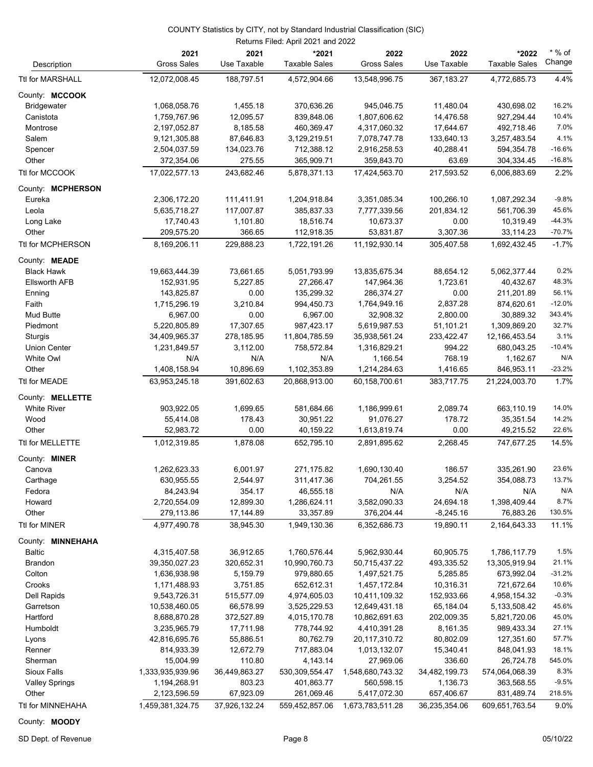COUNTY Statistics by CITY, not by Standard Industrial Classification (SIC)

Returns Filed: April 2021 and 2022

| Description | 2021 Gross Sales | 2021 Use Taxable | *2021 Taxable Sales | 2022 Gross Sales | 2022 Use Taxable | *2022 Taxable Sales | * % of Change |
|---|---|---|---|---|---|---|---|
| Ttl for MARSHALL | 12,072,008.45 | 188,797.51 | 4,572,904.66 | 13,548,996.75 | 367,183.27 | 4,772,685.73 | 4.4% |
| County: **MCCOOK** | | | | | | | |
| Bridgewater | 1,068,058.76 | 1,455.18 | 370,636.26 | 945,046.75 | 11,480.04 | 430,698.02 | 16.2% |
| Canistota | 1,759,767.96 | 12,095.57 | 839,848.06 | 1,807,606.62 | 14,476.58 | 927,294.44 | 10.4% |
| Montrose | 2,197,052.87 | 8,185.58 | 460,369.47 | 4,317,060.32 | 17,644.67 | 492,718.46 | 7.0% |
| Salem | 9,121,305.88 | 87,646.83 | 3,129,219.51 | 7,078,747.78 | 133,640.13 | 3,257,483.54 | 4.1% |
| Spencer | 2,504,037.59 | 134,023.76 | 712,388.12 | 2,916,258.53 | 40,288.41 | 594,354.78 | -16.6% |
| Other | 372,354.06 | 275.55 | 365,909.71 | 359,843.70 | 63.69 | 304,334.45 | -16.8% |
| Ttl for MCCOOK | 17,022,577.13 | 243,682.46 | 5,878,371.13 | 17,424,563.70 | 217,593.52 | 6,006,883.69 | 2.2% |
| County: **MCPHERSON** | | | | | | | |
| Eureka | 2,306,172.20 | 111,411.91 | 1,204,918.84 | 3,351,085.34 | 100,266.10 | 1,087,292.34 | -9.8% |
| Leola | 5,635,718.27 | 117,007.87 | 385,837.33 | 7,777,339.56 | 201,834.12 | 561,706.39 | 45.6% |
| Long Lake | 17,740.43 | 1,101.80 | 18,516.74 | 10,673.37 | 0.00 | 10,319.49 | -44.3% |
| Other | 209,575.20 | 366.65 | 112,918.35 | 53,831.87 | 3,307.36 | 33,114.23 | -70.7% |
| Ttl for MCPHERSON | 8,169,206.11 | 229,888.23 | 1,722,191.26 | 11,192,930.14 | 305,407.58 | 1,692,432.45 | -1.7% |
| County: **MEADE** | | | | | | | |
| Black Hawk | 19,663,444.39 | 73,661.65 | 5,051,793.99 | 13,835,675.34 | 88,654.12 | 5,062,377.44 | 0.2% |
| Ellsworth AFB | 152,931.95 | 5,227.85 | 27,266.47 | 147,964.36 | 1,723.61 | 40,432.67 | 48.3% |
| Enning | 143,825.87 | 0.00 | 135,299.32 | 286,374.27 | 0.00 | 211,201.89 | 56.1% |
| Faith | 1,715,296.19 | 3,210.84 | 994,450.73 | 1,764,949.16 | 2,837.28 | 874,620.61 | -12.0% |
| Mud Butte | 6,967.00 | 0.00 | 6,967.00 | 32,908.32 | 2,800.00 | 30,889.32 | 343.4% |
| Piedmont | 5,220,805.89 | 17,307.65 | 987,423.17 | 5,619,987.53 | 51,101.21 | 1,309,869.20 | 32.7% |
| Sturgis | 34,409,965.37 | 278,185.95 | 11,804,785.59 | 35,938,561.24 | 233,422.47 | 12,166,453.54 | 3.1% |
| Union Center | 1,231,849.57 | 3,112.00 | 758,572.84 | 1,316,829.21 | 994.22 | 680,043.25 | -10.4% |
| White Owl | N/A | N/A | N/A | 1,166.54 | 768.19 | 1,162.67 | N/A |
| Other | 1,408,158.94 | 10,896.69 | 1,102,353.89 | 1,214,284.63 | 1,416.65 | 846,953.11 | -23.2% |
| Ttl for MEADE | 63,953,245.18 | 391,602.63 | 20,868,913.00 | 60,158,700.61 | 383,717.75 | 21,224,003.70 | 1.7% |
| County: **MELLETTE** | | | | | | | |
| White River | 903,922.05 | 1,699.65 | 581,684.66 | 1,186,999.61 | 2,089.74 | 663,110.19 | 14.0% |
| Wood | 55,414.08 | 178.43 | 30,951.22 | 91,076.27 | 178.72 | 35,351.54 | 14.2% |
| Other | 52,983.72 | 0.00 | 40,159.22 | 1,613,819.74 | 0.00 | 49,215.52 | 22.6% |
| Ttl for MELLETTE | 1,012,319.85 | 1,878.08 | 652,795.10 | 2,891,895.62 | 2,268.45 | 747,677.25 | 14.5% |
| County: **MINER** | | | | | | | |
| Canova | 1,262,623.33 | 6,001.97 | 271,175.82 | 1,690,130.40 | 186.57 | 335,261.90 | 23.6% |
| Carthage | 630,955.55 | 2,544.97 | 311,417.36 | 704,261.55 | 3,254.52 | 354,088.73 | 13.7% |
| Fedora | 84,243.94 | 354.17 | 46,555.18 | N/A | N/A | N/A | N/A |
| Howard | 2,720,554.09 | 12,899.30 | 1,286,624.11 | 3,582,090.33 | 24,694.18 | 1,398,409.44 | 8.7% |
| Other | 279,113.86 | 17,144.89 | 33,357.89 | 376,204.44 | -8,245.16 | 76,883.26 | 130.5% |
| Ttl for MINER | 4,977,490.78 | 38,945.30 | 1,949,130.36 | 6,352,686.73 | 19,890.11 | 2,164,643.33 | 11.1% |
| County: **MINNEHAHA** | | | | | | | |
| Baltic | 4,315,407.58 | 36,912.65 | 1,760,576.44 | 5,962,930.44 | 60,905.75 | 1,786,117.79 | 1.5% |
| Brandon | 39,350,027.23 | 320,652.31 | 10,990,760.73 | 50,715,437.22 | 493,335.52 | 13,305,919.94 | 21.1% |
| Colton | 1,636,938.98 | 5,159.79 | 979,880.65 | 1,497,521.75 | 5,285.85 | 673,992.04 | -31.2% |
| Crooks | 1,171,488.93 | 3,751.85 | 652,612.31 | 1,457,172.84 | 10,316.31 | 721,672.64 | 10.6% |
| Dell Rapids | 9,543,726.31 | 515,577.09 | 4,974,605.03 | 10,411,109.32 | 152,933.66 | 4,958,154.32 | -0.3% |
| Garretson | 10,538,460.05 | 66,578.99 | 3,525,229.53 | 12,649,431.18 | 65,184.04 | 5,133,508.42 | 45.6% |
| Hartford | 8,688,870.28 | 372,527.89 | 4,015,170.78 | 10,862,691.63 | 202,009.35 | 5,821,720.06 | 45.0% |
| Humboldt | 3,235,965.79 | 17,711.98 | 778,744.92 | 4,410,391.28 | 8,161.35 | 989,433.34 | 27.1% |
| Lyons | 42,816,695.76 | 55,886.51 | 80,762.79 | 20,117,310.72 | 80,802.09 | 127,351.60 | 57.7% |
| Renner | 814,933.39 | 12,672.79 | 717,883.04 | 1,013,132.07 | 15,340.41 | 848,041.93 | 18.1% |
| Sherman | 15,004.99 | 110.80 | 4,143.14 | 27,969.06 | 336.60 | 26,724.78 | 545.0% |
| Sioux Falls | 1,333,935,939.96 | 36,449,863.27 | 530,309,554.47 | 1,548,680,743.32 | 34,482,199.73 | 574,064,068.39 | 8.3% |
| Valley Springs | 1,194,268.91 | 803.23 | 401,863.77 | 560,598.15 | 1,136.73 | 363,568.55 | -9.5% |
| Other | 2,123,596.59 | 67,923.09 | 261,069.46 | 5,417,072.30 | 657,406.67 | 831,489.74 | 218.5% |
| Ttl for MINNEHAHA | 1,459,381,324.75 | 37,926,132.24 | 559,452,857.06 | 1,673,783,511.28 | 36,235,354.06 | 609,651,763.54 | 9.0% |
| County: **MOODY** | | | | | | | |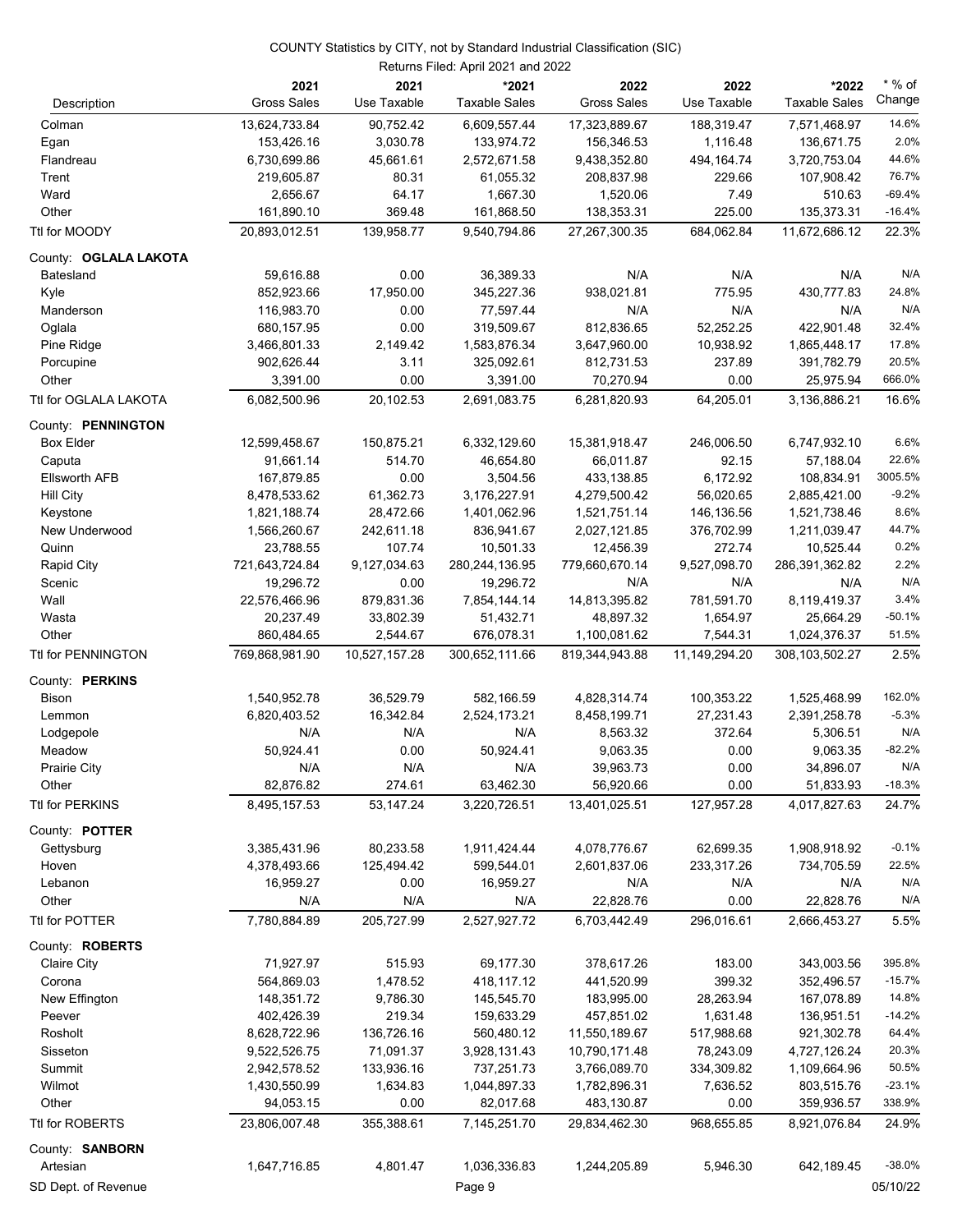COUNTY Statistics by CITY, not by Standard Industrial Classification (SIC)

Returns Filed: April 2021 and 2022

| Description | 2021 Gross Sales | 2021 Use Taxable | *2021 Taxable Sales | 2022 Gross Sales | 2022 Use Taxable | *2022 Taxable Sales | * % of Change |
|---|---|---|---|---|---|---|---|
| Colman | 13,624,733.84 | 90,752.42 | 6,609,557.44 | 17,323,889.67 | 188,319.47 | 7,571,468.97 | 14.6% |
| Egan | 153,426.16 | 3,030.78 | 133,974.72 | 156,346.53 | 1,116.48 | 136,671.75 | 2.0% |
| Flandreau | 6,730,699.86 | 45,661.61 | 2,572,671.58 | 9,438,352.80 | 494,164.74 | 3,720,753.04 | 44.6% |
| Trent | 219,605.87 | 80.31 | 61,055.32 | 208,837.98 | 229.66 | 107,908.42 | 76.7% |
| Ward | 2,656.67 | 64.17 | 1,667.30 | 1,520.06 | 7.49 | 510.63 | -69.4% |
| Other | 161,890.10 | 369.48 | 161,868.50 | 138,353.31 | 225.00 | 135,373.31 | -16.4% |
| Ttl for MOODY | 20,893,012.51 | 139,958.77 | 9,540,794.86 | 27,267,300.35 | 684,062.84 | 11,672,686.12 | 22.3% |
| County: **OGLALA LAKOTA** | | | | | | | |
| Batesland | 59,616.88 | 0.00 | 36,389.33 | N/A | N/A | N/A | N/A |
| Kyle | 852,923.66 | 17,950.00 | 345,227.36 | 938,021.81 | 775.95 | 430,777.83 | 24.8% |
| Manderson | 116,983.70 | 0.00 | 77,597.44 | N/A | N/A | N/A | N/A |
| Oglala | 680,157.95 | 0.00 | 319,509.67 | 812,836.65 | 52,252.25 | 422,901.48 | 32.4% |
| Pine Ridge | 3,466,801.33 | 2,149.42 | 1,583,876.34 | 3,647,960.00 | 10,938.92 | 1,865,448.17 | 17.8% |
| Porcupine | 902,626.44 | 3.11 | 325,092.61 | 812,731.53 | 237.89 | 391,782.79 | 20.5% |
| Other | 3,391.00 | 0.00 | 3,391.00 | 70,270.94 | 0.00 | 25,975.94 | 666.0% |
| Ttl for OGLALA LAKOTA | 6,082,500.96 | 20,102.53 | 2,691,083.75 | 6,281,820.93 | 64,205.01 | 3,136,886.21 | 16.6% |
| County: **PENNINGTON** | | | | | | | |
| Box Elder | 12,599,458.67 | 150,875.21 | 6,332,129.60 | 15,381,918.47 | 246,006.50 | 6,747,932.10 | 6.6% |
| Caputa | 91,661.14 | 514.70 | 46,654.80 | 66,011.87 | 92.15 | 57,188.04 | 22.6% |
| Ellsworth AFB | 167,879.85 | 0.00 | 3,504.56 | 433,138.85 | 6,172.92 | 108,834.91 | 3005.5% |
| Hill City | 8,478,533.62 | 61,362.73 | 3,176,227.91 | 4,279,500.42 | 56,020.65 | 2,885,421.00 | -9.2% |
| Keystone | 1,821,188.74 | 28,472.66 | 1,401,062.96 | 1,521,751.14 | 146,136.56 | 1,521,738.46 | 8.6% |
| New Underwood | 1,566,260.67 | 242,611.18 | 836,941.67 | 2,027,121.85 | 376,702.99 | 1,211,039.47 | 44.7% |
| Quinn | 23,788.55 | 107.74 | 10,501.33 | 12,456.39 | 272.74 | 10,525.44 | 0.2% |
| Rapid City | 721,643,724.84 | 9,127,034.63 | 280,244,136.95 | 779,660,670.14 | 9,527,098.70 | 286,391,362.82 | 2.2% |
| Scenic | 19,296.72 | 0.00 | 19,296.72 | N/A | N/A | N/A | N/A |
| Wall | 22,576,466.96 | 879,831.36 | 7,854,144.14 | 14,813,395.82 | 781,591.70 | 8,119,419.37 | 3.4% |
| Wasta | 20,237.49 | 33,802.39 | 51,432.71 | 48,897.32 | 1,654.97 | 25,664.29 | -50.1% |
| Other | 860,484.65 | 2,544.67 | 676,078.31 | 1,100,081.62 | 7,544.31 | 1,024,376.37 | 51.5% |
| Ttl for PENNINGTON | 769,868,981.90 | 10,527,157.28 | 300,652,111.66 | 819,344,943.88 | 11,149,294.20 | 308,103,502.27 | 2.5% |
| County: **PERKINS** | | | | | | | |
| Bison | 1,540,952.78 | 36,529.79 | 582,166.59 | 4,828,314.74 | 100,353.22 | 1,525,468.99 | 162.0% |
| Lemmon | 6,820,403.52 | 16,342.84 | 2,524,173.21 | 8,458,199.71 | 27,231.43 | 2,391,258.78 | -5.3% |
| Lodgepole | N/A | N/A | N/A | 8,563.32 | 372.64 | 5,306.51 | N/A |
| Meadow | 50,924.41 | 0.00 | 50,924.41 | 9,063.35 | 0.00 | 9,063.35 | -82.2% |
| Prairie City | N/A | N/A | N/A | 39,963.73 | 0.00 | 34,896.07 | N/A |
| Other | 82,876.82 | 274.61 | 63,462.30 | 56,920.66 | 0.00 | 51,833.93 | -18.3% |
| Ttl for PERKINS | 8,495,157.53 | 53,147.24 | 3,220,726.51 | 13,401,025.51 | 127,957.28 | 4,017,827.63 | 24.7% |
| County: **POTTER** | | | | | | | |
| Gettysburg | 3,385,431.96 | 80,233.58 | 1,911,424.44 | 4,078,776.67 | 62,699.35 | 1,908,918.92 | -0.1% |
| Hoven | 4,378,493.66 | 125,494.42 | 599,544.01 | 2,601,837.06 | 233,317.26 | 734,705.59 | 22.5% |
| Lebanon | 16,959.27 | 0.00 | 16,959.27 | N/A | N/A | N/A | N/A |
| Other | N/A | N/A | N/A | 22,828.76 | 0.00 | 22,828.76 | N/A |
| Ttl for POTTER | 7,780,884.89 | 205,727.99 | 2,527,927.72 | 6,703,442.49 | 296,016.61 | 2,666,453.27 | 5.5% |
| County: **ROBERTS** | | | | | | | |
| Claire City | 71,927.97 | 515.93 | 69,177.30 | 378,617.26 | 183.00 | 343,003.56 | 395.8% |
| Corona | 564,869.03 | 1,478.52 | 418,117.12 | 441,520.99 | 399.32 | 352,496.57 | -15.7% |
| New Effington | 148,351.72 | 9,786.30 | 145,545.70 | 183,995.00 | 28,263.94 | 167,078.89 | 14.8% |
| Peever | 402,426.39 | 219.34 | 159,633.29 | 457,851.02 | 1,631.48 | 136,951.51 | -14.2% |
| Rosholt | 8,628,722.96 | 136,726.16 | 560,480.12 | 11,550,189.67 | 517,988.68 | 921,302.78 | 64.4% |
| Sisseton | 9,522,526.75 | 71,091.37 | 3,928,131.43 | 10,790,171.48 | 78,243.09 | 4,727,126.24 | 20.3% |
| Summit | 2,942,578.52 | 133,936.16 | 737,251.73 | 3,766,089.70 | 334,309.82 | 1,109,664.96 | 50.5% |
| Wilmot | 1,430,550.99 | 1,634.83 | 1,044,897.33 | 1,782,896.31 | 7,636.52 | 803,515.76 | -23.1% |
| Other | 94,053.15 | 0.00 | 82,017.68 | 483,130.87 | 0.00 | 359,936.57 | 338.9% |
| Ttl for ROBERTS | 23,806,007.48 | 355,388.61 | 7,145,251.70 | 29,834,462.30 | 968,655.85 | 8,921,076.84 | 24.9% |
| County: **SANBORN** | | | | | | | |
| Artesian | 1,647,716.85 | 4,801.47 | 1,036,336.83 | 1,244,205.89 | 5,946.30 | 642,189.45 | -38.0% |

SD Dept. of Revenue 05/10/22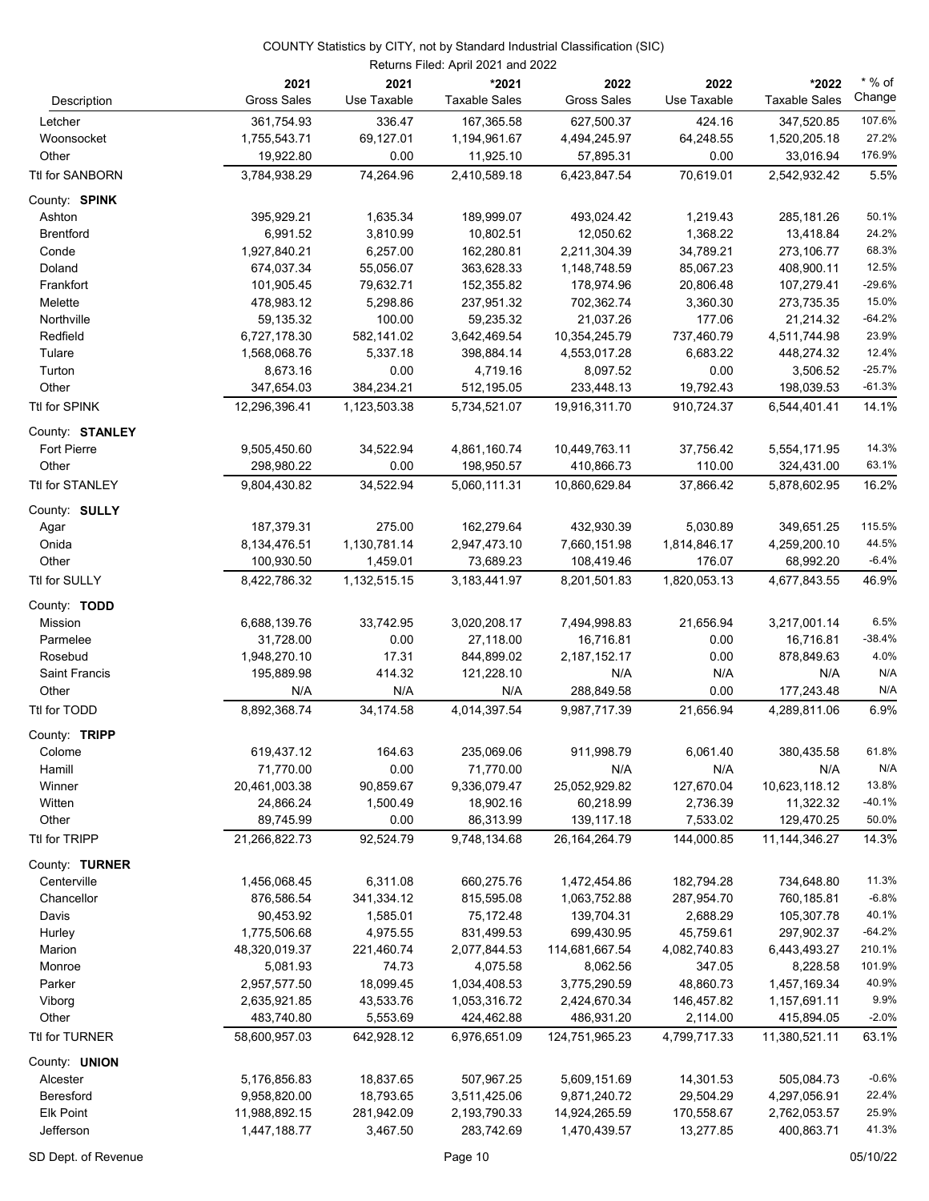COUNTY Statistics by CITY, not by Standard Industrial Classification (SIC)

Returns Filed: April 2021 and 2022

| Description | 2021 Gross Sales | 2021 Use Taxable | *2021 Taxable Sales | 2022 Gross Sales | 2022 Use Taxable | *2022 Taxable Sales | * % of Change |
|---|---|---|---|---|---|---|---|
| Letcher | 361,754.93 | 336.47 | 167,365.58 | 627,500.37 | 424.16 | 347,520.85 | 107.6% |
| Woonsocket | 1,755,543.71 | 69,127.01 | 1,194,961.67 | 4,494,245.97 | 64,248.55 | 1,520,205.18 | 27.2% |
| Other | 19,922.80 | 0.00 | 11,925.10 | 57,895.31 | 0.00 | 33,016.94 | 176.9% |
| Ttl for SANBORN | 3,784,938.29 | 74,264.96 | 2,410,589.18 | 6,423,847.54 | 70,619.01 | 2,542,932.42 | 5.5% |
| County: **SPINK** | | | | | | | |
| Ashton | 395,929.21 | 1,635.34 | 189,999.07 | 493,024.42 | 1,219.43 | 285,181.26 | 50.1% |
| Brentford | 6,991.52 | 3,810.99 | 10,802.51 | 12,050.62 | 1,368.22 | 13,418.84 | 24.2% |
| Conde | 1,927,840.21 | 6,257.00 | 162,280.81 | 2,211,304.39 | 34,789.21 | 273,106.77 | 68.3% |
| Doland | 674,037.34 | 55,056.07 | 363,628.33 | 1,148,748.59 | 85,067.23 | 408,900.11 | 12.5% |
| Frankfort | 101,905.45 | 79,632.71 | 152,355.82 | 178,974.96 | 20,806.48 | 107,279.41 | -29.6% |
| Melette | 478,983.12 | 5,298.86 | 237,951.32 | 702,362.74 | 3,360.30 | 273,735.35 | 15.0% |
| Northville | 59,135.32 | 100.00 | 59,235.32 | 21,037.26 | 177.06 | 21,214.32 | -64.2% |
| Redfield | 6,727,178.30 | 582,141.02 | 3,642,469.54 | 10,354,245.79 | 737,460.79 | 4,511,744.98 | 23.9% |
| Tulare | 1,568,068.76 | 5,337.18 | 398,884.14 | 4,553,017.28 | 6,683.22 | 448,274.32 | 12.4% |
| Turton | 8,673.16 | 0.00 | 4,719.16 | 8,097.52 | 0.00 | 3,506.52 | -25.7% |
| Other | 347,654.03 | 384,234.21 | 512,195.05 | 233,448.13 | 19,792.43 | 198,039.53 | -61.3% |
| Ttl for SPINK | 12,296,396.41 | 1,123,503.38 | 5,734,521.07 | 19,916,311.70 | 910,724.37 | 6,544,401.41 | 14.1% |
| County: **STANLEY** | | | | | | | |
| Fort Pierre | 9,505,450.60 | 34,522.94 | 4,861,160.74 | 10,449,763.11 | 37,756.42 | 5,554,171.95 | 14.3% |
| Other | 298,980.22 | 0.00 | 198,950.57 | 410,866.73 | 110.00 | 324,431.00 | 63.1% |
| Ttl for STANLEY | 9,804,430.82 | 34,522.94 | 5,060,111.31 | 10,860,629.84 | 37,866.42 | 5,878,602.95 | 16.2% |
| County: **SULLY** | | | | | | | |
| Agar | 187,379.31 | 275.00 | 162,279.64 | 432,930.39 | 5,030.89 | 349,651.25 | 115.5% |
| Onida | 8,134,476.51 | 1,130,781.14 | 2,947,473.10 | 7,660,151.98 | 1,814,846.17 | 4,259,200.10 | 44.5% |
| Other | 100,930.50 | 1,459.01 | 73,689.23 | 108,419.46 | 176.07 | 68,992.20 | -6.4% |
| Ttl for SULLY | 8,422,786.32 | 1,132,515.15 | 3,183,441.97 | 8,201,501.83 | 1,820,053.13 | 4,677,843.55 | 46.9% |
| County: **TODD** | | | | | | | |
| Mission | 6,688,139.76 | 33,742.95 | 3,020,208.17 | 7,494,998.83 | 21,656.94 | 3,217,001.14 | 6.5% |
| Parmelee | 31,728.00 | 0.00 | 27,118.00 | 16,716.81 | 0.00 | 16,716.81 | -38.4% |
| Rosebud | 1,948,270.10 | 17.31 | 844,899.02 | 2,187,152.17 | 0.00 | 878,849.63 | 4.0% |
| Saint Francis | 195,889.98 | 414.32 | 121,228.10 | N/A | N/A | N/A | N/A |
| Other | N/A | N/A | N/A | 288,849.58 | 0.00 | 177,243.48 | N/A |
| Ttl for TODD | 8,892,368.74 | 34,174.58 | 4,014,397.54 | 9,987,717.39 | 21,656.94 | 4,289,811.06 | 6.9% |
| County: **TRIPP** | | | | | | | |
| Colome | 619,437.12 | 164.63 | 235,069.06 | 911,998.79 | 6,061.40 | 380,435.58 | 61.8% |
| Hamill | 71,770.00 | 0.00 | 71,770.00 | N/A | N/A | N/A | N/A |
| Winner | 20,461,003.38 | 90,859.67 | 9,336,079.47 | 25,052,929.82 | 127,670.04 | 10,623,118.12 | 13.8% |
| Witten | 24,866.24 | 1,500.49 | 18,902.16 | 60,218.99 | 2,736.39 | 11,322.32 | -40.1% |
| Other | 89,745.99 | 0.00 | 86,313.99 | 139,117.18 | 7,533.02 | 129,470.25 | 50.0% |
| Ttl for TRIPP | 21,266,822.73 | 92,524.79 | 9,748,134.68 | 26,164,264.79 | 144,000.85 | 11,144,346.27 | 14.3% |
| County: **TURNER** | | | | | | | |
| Centerville | 1,456,068.45 | 6,311.08 | 660,275.76 | 1,472,454.86 | 182,794.28 | 734,648.80 | 11.3% |
| Chancellor | 876,586.54 | 341,334.12 | 815,595.08 | 1,063,752.88 | 287,954.70 | 760,185.81 | -6.8% |
| Davis | 90,453.92 | 1,585.01 | 75,172.48 | 139,704.31 | 2,688.29 | 105,307.78 | 40.1% |
| Hurley | 1,775,506.68 | 4,975.55 | 831,499.53 | 699,430.95 | 45,759.61 | 297,902.37 | -64.2% |
| Marion | 48,320,019.37 | 221,460.74 | 2,077,844.53 | 114,681,667.54 | 4,082,740.83 | 6,443,493.27 | 210.1% |
| Monroe | 5,081.93 | 74.73 | 4,075.58 | 8,062.56 | 347.05 | 8,228.58 | 101.9% |
| Parker | 2,957,577.50 | 18,099.45 | 1,034,408.53 | 3,775,290.59 | 48,860.73 | 1,457,169.34 | 40.9% |
| Viborg | 2,635,921.85 | 43,533.76 | 1,053,316.72 | 2,424,670.34 | 146,457.82 | 1,157,691.11 | 9.9% |
| Other | 483,740.80 | 5,553.69 | 424,462.88 | 486,931.20 | 2,114.00 | 415,894.05 | -2.0% |
| Ttl for TURNER | 58,600,957.03 | 642,928.12 | 6,976,651.09 | 124,751,965.23 | 4,799,717.33 | 11,380,521.11 | 63.1% |
| County: **UNION** | | | | | | | |
| Alcester | 5,176,856.83 | 18,837.65 | 507,967.25 | 5,609,151.69 | 14,301.53 | 505,084.73 | -0.6% |
| Beresford | 9,958,820.00 | 18,793.65 | 3,511,425.06 | 9,871,240.72 | 29,504.29 | 4,297,056.91 | 22.4% |
| Elk Point | 11,988,892.15 | 281,942.09 | 2,193,790.33 | 14,924,265.59 | 170,558.67 | 2,762,053.57 | 25.9% |
| Jefferson | 1,447,188.77 | 3,467.50 | 283,742.69 | 1,470,439.57 | 13,277.85 | 400,863.71 | 41.3% |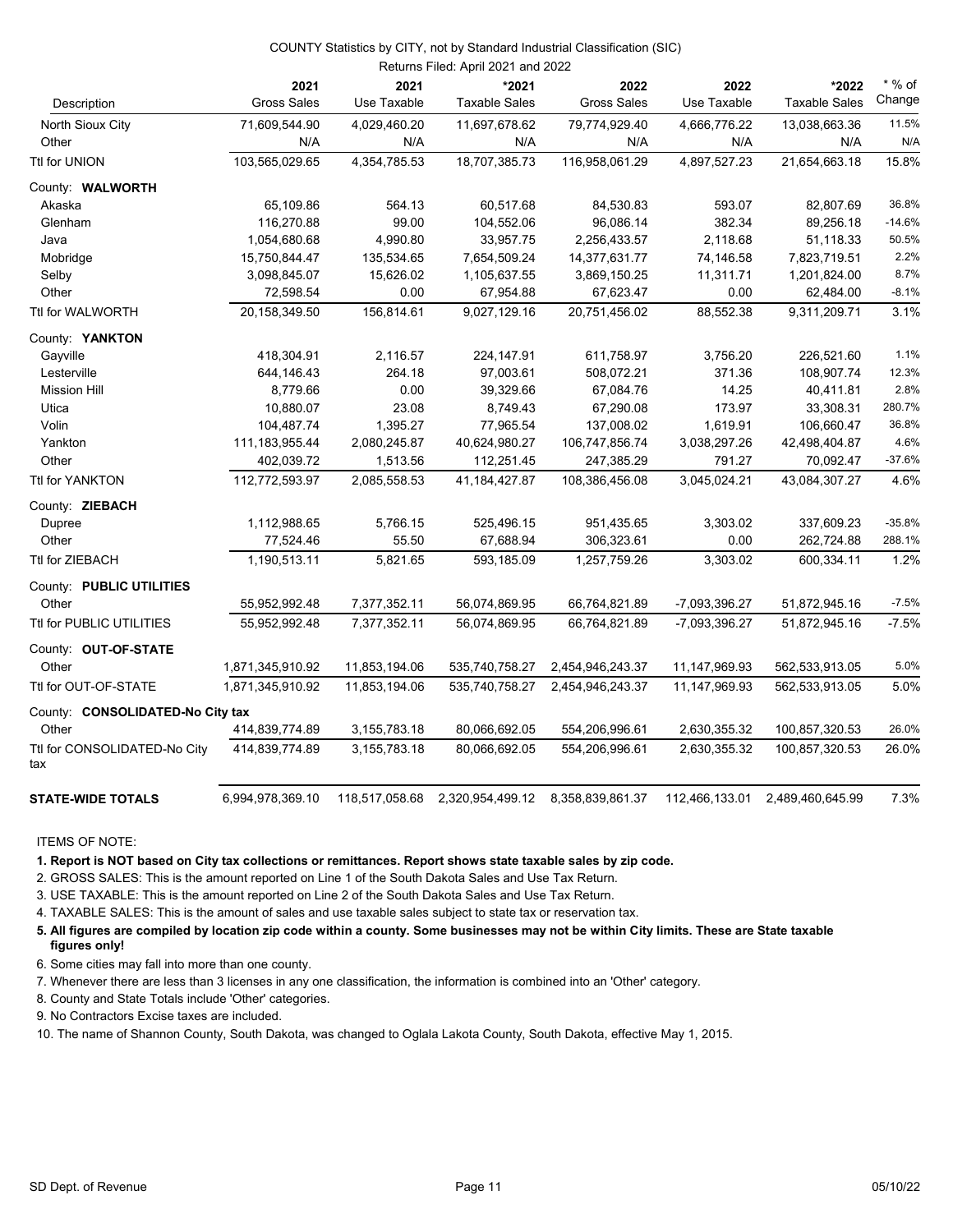COUNTY Statistics by CITY, not by Standard Industrial Classification (SIC)

Returns Filed: April 2021 and 2022

| Description | 2021 Gross Sales | 2021 Use Taxable | *2021 Taxable Sales | 2022 Gross Sales | 2022 Use Taxable | *2022 Taxable Sales | * % of Change |
|---|---|---|---|---|---|---|---|
| North Sioux City | 71,609,544.90 | 4,029,460.20 | 11,697,678.62 | 79,774,929.40 | 4,666,776.22 | 13,038,663.36 | 11.5% |
| Other | N/A | N/A | N/A | N/A | N/A | N/A | N/A |
| Ttl for UNION | 103,565,029.65 | 4,354,785.53 | 18,707,385.73 | 116,958,061.29 | 4,897,527.23 | 21,654,663.18 | 15.8% |
| County: **WALWORTH** | | | | | | | |
| Akaska | 65,109.86 | 564.13 | 60,517.68 | 84,530.83 | 593.07 | 82,807.69 | 36.8% |
| Glenham | 116,270.88 | 99.00 | 104,552.06 | 96,086.14 | 382.34 | 89,256.18 | -14.6% |
| Java | 1,054,680.68 | 4,990.80 | 33,957.75 | 2,256,433.57 | 2,118.68 | 51,118.33 | 50.5% |
| Mobridge | 15,750,844.47 | 135,534.65 | 7,654,509.24 | 14,377,631.77 | 74,146.58 | 7,823,719.51 | 2.2% |
| Selby | 3,098,845.07 | 15,626.02 | 1,105,637.55 | 3,869,150.25 | 11,311.71 | 1,201,824.00 | 8.7% |
| Other | 72,598.54 | 0.00 | 67,954.88 | 67,623.47 | 0.00 | 62,484.00 | -8.1% |
| Ttl for WALWORTH | 20,158,349.50 | 156,814.61 | 9,027,129.16 | 20,751,456.02 | 88,552.38 | 9,311,209.71 | 3.1% |
| County: **YANKTON** | | | | | | | |
| Gayville | 418,304.91 | 2,116.57 | 224,147.91 | 611,758.97 | 3,756.20 | 226,521.60 | 1.1% |
| Lesterville | 644,146.43 | 264.18 | 97,003.61 | 508,072.21 | 371.36 | 108,907.74 | 12.3% |
| Mission Hill | 8,779.66 | 0.00 | 39,329.66 | 67,084.76 | 14.25 | 40,411.81 | 2.8% |
| Utica | 10,880.07 | 23.08 | 8,749.43 | 67,290.08 | 173.97 | 33,308.31 | 280.7% |
| Volin | 104,487.74 | 1,395.27 | 77,965.54 | 137,008.02 | 1,619.91 | 106,660.47 | 36.8% |
| Yankton | 111,183,955.44 | 2,080,245.87 | 40,624,980.27 | 106,747,856.74 | 3,038,297.26 | 42,498,404.87 | 4.6% |
| Other | 402,039.72 | 1,513.56 | 112,251.45 | 247,385.29 | 791.27 | 70,092.47 | -37.6% |
| Ttl for YANKTON | 112,772,593.97 | 2,085,558.53 | 41,184,427.87 | 108,386,456.08 | 3,045,024.21 | 43,084,307.27 | 4.6% |
| County: **ZIEBACH** | | | | | | | |
| Dupree | 1,112,988.65 | 5,766.15 | 525,496.15 | 951,435.65 | 3,303.02 | 337,609.23 | -35.8% |
| Other | 77,524.46 | 55.50 | 67,688.94 | 306,323.61 | 0.00 | 262,724.88 | 288.1% |
| Ttl for ZIEBACH | 1,190,513.11 | 5,821.65 | 593,185.09 | 1,257,759.26 | 3,303.02 | 600,334.11 | 1.2% |
| County: **PUBLIC UTILITIES** | | | | | | | |
| Other | 55,952,992.48 | 7,377,352.11 | 56,074,869.95 | 66,764,821.89 | -7,093,396.27 | 51,872,945.16 | -7.5% |
| Ttl for PUBLIC UTILITIES | 55,952,992.48 | 7,377,352.11 | 56,074,869.95 | 66,764,821.89 | -7,093,396.27 | 51,872,945.16 | -7.5% |
| County: **OUT-OF-STATE** | | | | | | | |
| Other | 1,871,345,910.92 | 11,853,194.06 | 535,740,758.27 | 2,454,946,243.37 | 11,147,969.93 | 562,533,913.05 | 5.0% |
| Ttl for OUT-OF-STATE | 1,871,345,910.92 | 11,853,194.06 | 535,740,758.27 | 2,454,946,243.37 | 11,147,969.93 | 562,533,913.05 | 5.0% |
| County: **CONSOLIDATED-No City tax** | | | | | | | |
| Other | 414,839,774.89 | 3,155,783.18 | 80,066,692.05 | 554,206,996.61 | 2,630,355.32 | 100,857,320.53 | 26.0% |
| Ttl for CONSOLIDATED-No City tax | 414,839,774.89 | 3,155,783.18 | 80,066,692.05 | 554,206,996.61 | 2,630,355.32 | 100,857,320.53 | 26.0% |
| **STATE-WIDE TOTALS** | 6,994,978,369.10 | 118,517,058.68 | 2,320,954,499.12 | 8,358,839,861.37 | 112,466,133.01 | 2,489,460,645.99 | 7.3% |

ITEMS OF NOTE:

**1. Report is NOT based on City tax collections or remittances. Report shows state taxable sales by zip code.**

2. GROSS SALES: This is the amount reported on Line 1 of the South Dakota Sales and Use Tax Return.

3. USE TAXABLE: This is the amount reported on Line 2 of the South Dakota Sales and Use Tax Return.

4. TAXABLE SALES: This is the amount of sales and use taxable sales subject to state tax or reservation tax.

**5. All figures are compiled by location zip code within a county. Some businesses may not be within City limits. These are State taxable figures only!**

6. Some cities may fall into more than one county.

7. Whenever there are less than 3 licenses in any one classification, the information is combined into an 'Other' category.

8. County and State Totals include 'Other' categories.

9. No Contractors Excise taxes are included.

10. The name of Shannon County, South Dakota, was changed to Oglala Lakota County, South Dakota, effective May 1, 2015.